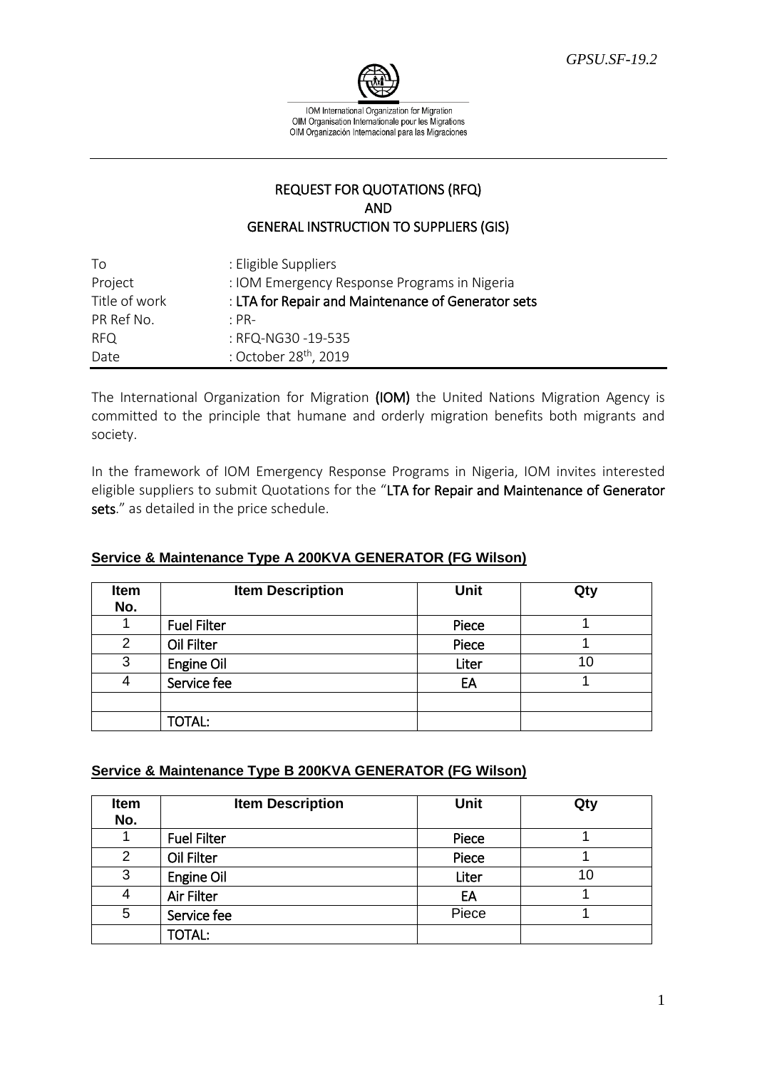GPSU.SF-19.2

IOM International Organization for Migration
OIM Organisation Internationale pour les Migrations
OIM Organización Internacional para las Migraciones

## REQUEST FOR QUOTATIONS (RFQ)
## AND
## GENERAL INSTRUCTION TO SUPPLIERS (GIS)

| | |
|---|---|
| To | : Eligible Suppliers |
| Project | : IOM Emergency Response Programs in Nigeria |
| Title of work | : **LTA for Repair and Maintenance of Generator sets** |
| PR Ref No. | : PR- |
| RFQ | : RFQ-NG30 -19-535 |
| Date | : October 28th, 2019 |

The International Organization for Migration **(IOM)** the United Nations Migration Agency is committed to the principle that humane and orderly migration benefits both migrants and society.

In the framework of IOM Emergency Response Programs in Nigeria, IOM invites interested eligible suppliers to submit Quotations for the "**LTA for Repair and Maintenance of Generator sets**." as detailed in the price schedule.

### Service & Maintenance Type A 200KVA GENERATOR (FG Wilson)

| Item No. | Item Description | Unit | Qty |
|---|---|---|---|
| 1 | Fuel Filter | Piece | 1 |
| 2 | Oil Filter | Piece | 1 |
| 3 | Engine Oil | Liter | 10 |
| 4 | Service fee | EA | 1 |
| | | | |
| | TOTAL: | | |

### Service & Maintenance Type B 200KVA GENERATOR (FG Wilson)

| Item No. | Item Description | Unit | Qty |
|---|---|---|---|
| 1 | Fuel Filter | Piece | 1 |
| 2 | Oil Filter | Piece | 1 |
| 3 | Engine Oil | Liter | 10 |
| 4 | Air Filter | EA | 1 |
| 5 | Service fee | Piece | 1 |
| | TOTAL: | | |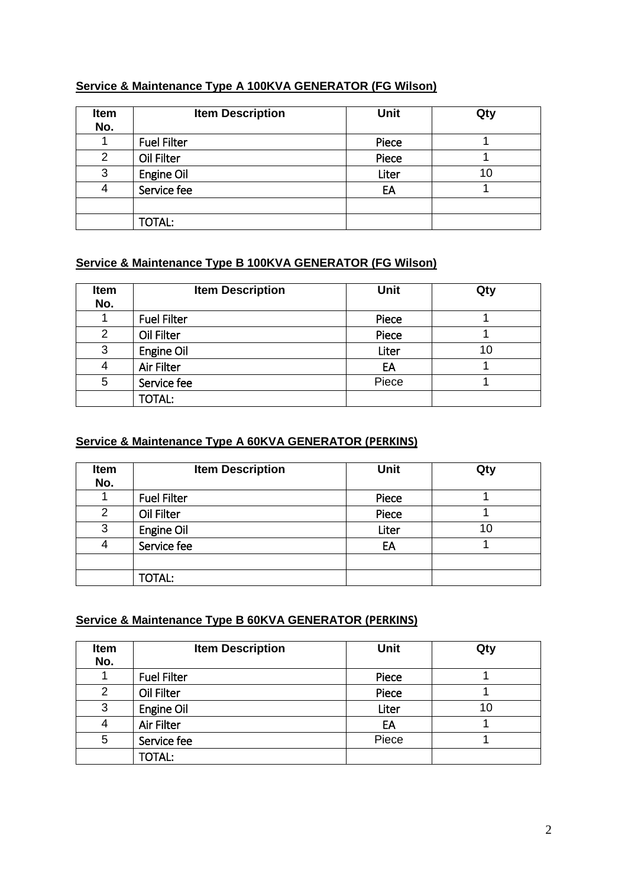**Service & Maintenance Type A 100KVA GENERATOR (FG Wilson)**

| Item No. | Item Description | Unit | Qty |
|---|---|---|---|
| 1 | Fuel Filter | Piece | 1 |
| 2 | Oil Filter | Piece | 1 |
| 3 | Engine Oil | Liter | 10 |
| 4 | Service fee | EA | 1 |
| | | | |
| | TOTAL: | | |

**Service & Maintenance Type B 100KVA GENERATOR (FG Wilson)**

| Item No. | Item Description | Unit | Qty |
|---|---|---|---|
| 1 | Fuel Filter | Piece | 1 |
| 2 | Oil Filter | Piece | 1 |
| 3 | Engine Oil | Liter | 10 |
| 4 | Air Filter | EA | 1 |
| 5 | Service fee | Piece | 1 |
| | TOTAL: | | |

**Service & Maintenance Type A 60KVA GENERATOR (PERKINS)**

| Item No. | Item Description | Unit | Qty |
|---|---|---|---|
| 1 | Fuel Filter | Piece | 1 |
| 2 | Oil Filter | Piece | 1 |
| 3 | Engine Oil | Liter | 10 |
| 4 | Service fee | EA | 1 |
| | | | |
| | TOTAL: | | |

**Service & Maintenance Type B 60KVA GENERATOR (PERKINS)**

| Item No. | Item Description | Unit | Qty |
|---|---|---|---|
| 1 | Fuel Filter | Piece | 1 |
| 2 | Oil Filter | Piece | 1 |
| 3 | Engine Oil | Liter | 10 |
| 4 | Air Filter | EA | 1 |
| 5 | Service fee | Piece | 1 |
| | TOTAL: | | |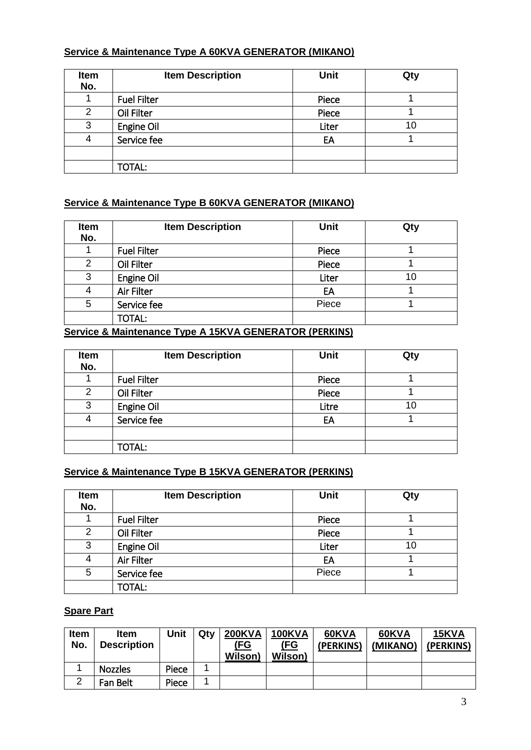**Service & Maintenance Type A 60KVA GENERATOR (MIKANO)**

| Item No. | Item Description | Unit | Qty |
|---|---|---|---|
| 1 | Fuel Filter | Piece | 1 |
| 2 | Oil Filter | Piece | 1 |
| 3 | Engine Oil | Liter | 10 |
| 4 | Service fee | EA | 1 |
| | | | |
| | TOTAL: | | |

**Service & Maintenance Type B 60KVA GENERATOR (MIKANO)**

| Item No. | Item Description | Unit | Qty |
|---|---|---|---|
| 1 | Fuel Filter | Piece | 1 |
| 2 | Oil Filter | Piece | 1 |
| 3 | Engine Oil | Liter | 10 |
| 4 | Air Filter | EA | 1 |
| 5 | Service fee | Piece | 1 |
| | TOTAL: | | |

**Service & Maintenance Type A 15KVA GENERATOR (PERKINS)**

| Item No. | Item Description | Unit | Qty |
|---|---|---|---|
| 1 | Fuel Filter | Piece | 1 |
| 2 | Oil Filter | Piece | 1 |
| 3 | Engine Oil | Litre | 10 |
| 4 | Service fee | EA | 1 |
| | | | |
| | TOTAL: | | |

**Service & Maintenance Type B 15KVA GENERATOR (PERKINS)**

| Item No. | Item Description | Unit | Qty |
|---|---|---|---|
| 1 | Fuel Filter | Piece | 1 |
| 2 | Oil Filter | Piece | 1 |
| 3 | Engine Oil | Liter | 10 |
| 4 | Air Filter | EA | 1 |
| 5 | Service fee | Piece | 1 |
| | TOTAL: | | |

**Spare Part**

| Item No. | Item Description | Unit | Qty | 200KVA (FG Wilson) | 100KVA (FG Wilson) | 60KVA (PERKINS) | 60KVA (MIKANO) | 15KVA (PERKINS) |
|---|---|---|---|---|---|---|---|---|
| 1 | Nozzles | Piece | 1 | | | | | |
| 2 | Fan Belt | Piece | 1 | | | | | |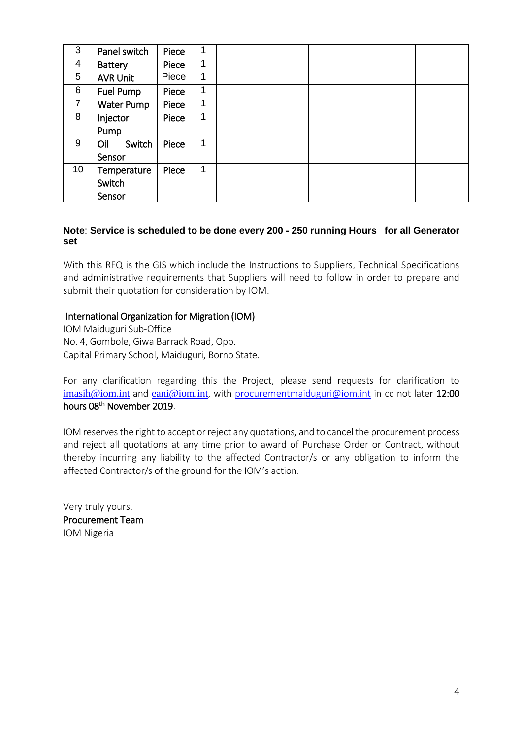| 3 | Panel switch | Piece | 1 | | | | | |
|---|---|---|---|---|---|---|---|---|
| 4 | Battery | Piece | 1 | | | | | |
| 5 | AVR Unit | Piece | 1 | | | | | |
| 6 | Fuel Pump | Piece | 1 | | | | | |
| 7 | Water Pump | Piece | 1 | | | | | |
| 8 | Injector Pump | Piece | 1 | | | | | |
| 9 | Oil Switch Sensor | Piece | 1 | | | | | |
| 10 | Temperature Switch Sensor | Piece | 1 | | | | | |

**Note**: **Service is scheduled to be done every 200 - 250 running Hours for all Generator set**

With this RFQ is the GIS which include the Instructions to Suppliers, Technical Specifications and administrative requirements that Suppliers will need to follow in order to prepare and submit their quotation for consideration by IOM.

International Organization for Migration (IOM)
IOM Maiduguri Sub-Office
No. 4, Gombole, Giwa Barrack Road, Opp.
Capital Primary School, Maiduguri, Borno State.

For any clarification regarding this the Project, please send requests for clarification to imasih@iom.int and eani@iom.int, with procurementmaiduguri@iom.int in cc not later **12:00 hours 08th November 2019**.

IOM reserves the right to accept or reject any quotations, and to cancel the procurement process and reject all quotations at any time prior to award of Purchase Order or Contract, without thereby incurring any liability to the affected Contractor/s or any obligation to inform the affected Contractor/s of the ground for the IOM's action.

Very truly yours,
Procurement Team
IOM Nigeria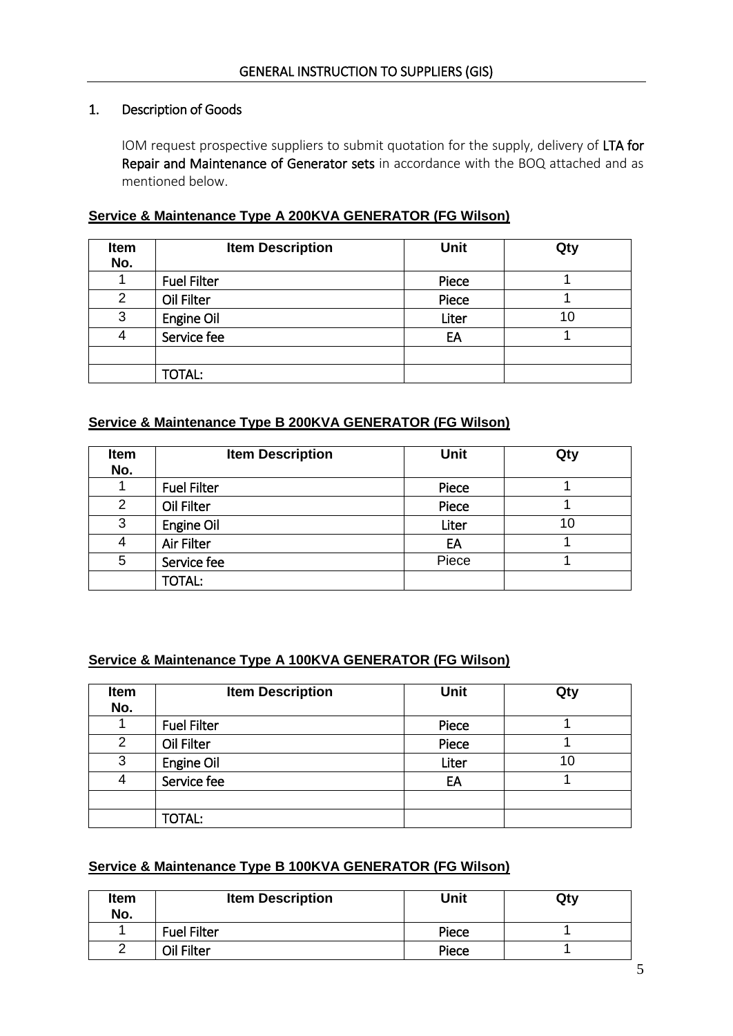GENERAL INSTRUCTION TO SUPPLIERS (GIS)

## 1. Description of Goods

IOM request prospective suppliers to submit quotation for the supply, delivery of **LTA for Repair and Maintenance of Generator sets** in accordance with the BOQ attached and as mentioned below.

**Service & Maintenance Type A 200KVA GENERATOR (FG Wilson)**

| Item No. | Item Description | Unit | Qty |
|---|---|---|---|
| 1 | Fuel Filter | Piece | 1 |
| 2 | Oil Filter | Piece | 1 |
| 3 | Engine Oil | Liter | 10 |
| 4 | Service fee | EA | 1 |
| | | | |
| | TOTAL: | | |

**Service & Maintenance Type B 200KVA GENERATOR (FG Wilson)**

| Item No. | Item Description | Unit | Qty |
|---|---|---|---|
| 1 | Fuel Filter | Piece | 1 |
| 2 | Oil Filter | Piece | 1 |
| 3 | Engine Oil | Liter | 10 |
| 4 | Air Filter | EA | 1 |
| 5 | Service fee | Piece | 1 |
| | TOTAL: | | |

**Service & Maintenance Type A 100KVA GENERATOR (FG Wilson)**

| Item No. | Item Description | Unit | Qty |
|---|---|---|---|
| 1 | Fuel Filter | Piece | 1 |
| 2 | Oil Filter | Piece | 1 |
| 3 | Engine Oil | Liter | 10 |
| 4 | Service fee | EA | 1 |
| | | | |
| | TOTAL: | | |

**Service & Maintenance Type B 100KVA GENERATOR (FG Wilson)**

| Item No. | Item Description | Unit | Qty |
|---|---|---|---|
| 1 | Fuel Filter | Piece | 1 |
| 2 | Oil Filter | Piece | 1 |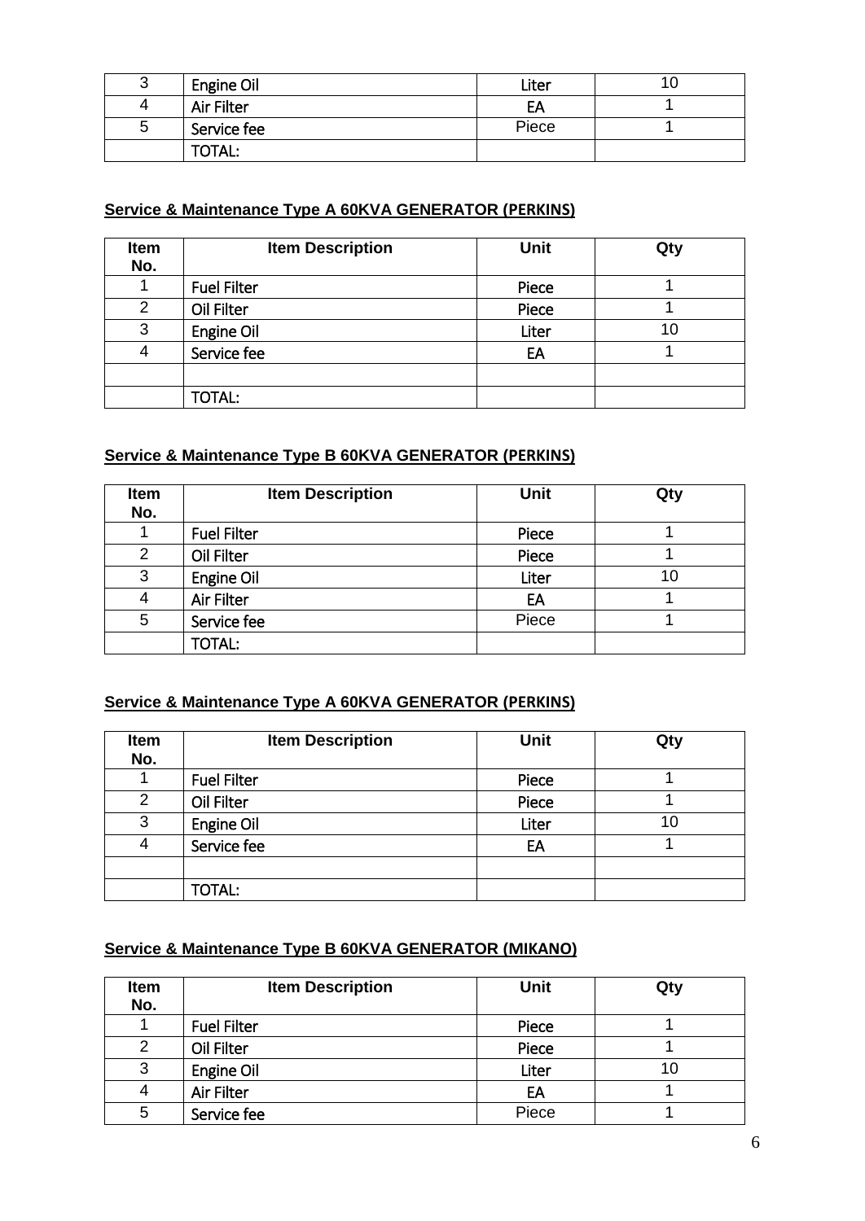| | | | |
|---|---|---|---|
| 3 | Engine Oil | Liter | 10 |
| 4 | Air Filter | EA | 1 |
| 5 | Service fee | Piece | 1 |
| | TOTAL: | | |

**Service & Maintenance Type A 60KVA GENERATOR (PERKINS)**

| Item No. | Item Description | Unit | Qty |
|---|---|---|---|
| 1 | Fuel Filter | Piece | 1 |
| 2 | Oil Filter | Piece | 1 |
| 3 | Engine Oil | Liter | 10 |
| 4 | Service fee | EA | 1 |
| | | | |
| | TOTAL: | | |

**Service & Maintenance Type B 60KVA GENERATOR (PERKINS)**

| Item No. | Item Description | Unit | Qty |
|---|---|---|---|
| 1 | Fuel Filter | Piece | 1 |
| 2 | Oil Filter | Piece | 1 |
| 3 | Engine Oil | Liter | 10 |
| 4 | Air Filter | EA | 1 |
| 5 | Service fee | Piece | 1 |
| | TOTAL: | | |

**Service & Maintenance Type A 60KVA GENERATOR (PERKINS)**

| Item No. | Item Description | Unit | Qty |
|---|---|---|---|
| 1 | Fuel Filter | Piece | 1 |
| 2 | Oil Filter | Piece | 1 |
| 3 | Engine Oil | Liter | 10 |
| 4 | Service fee | EA | 1 |
| | | | |
| | TOTAL: | | |

**Service & Maintenance Type B 60KVA GENERATOR (MIKANO)**

| Item No. | Item Description | Unit | Qty |
|---|---|---|---|
| 1 | Fuel Filter | Piece | 1 |
| 2 | Oil Filter | Piece | 1 |
| 3 | Engine Oil | Liter | 10 |
| 4 | Air Filter | EA | 1 |
| 5 | Service fee | Piece | 1 |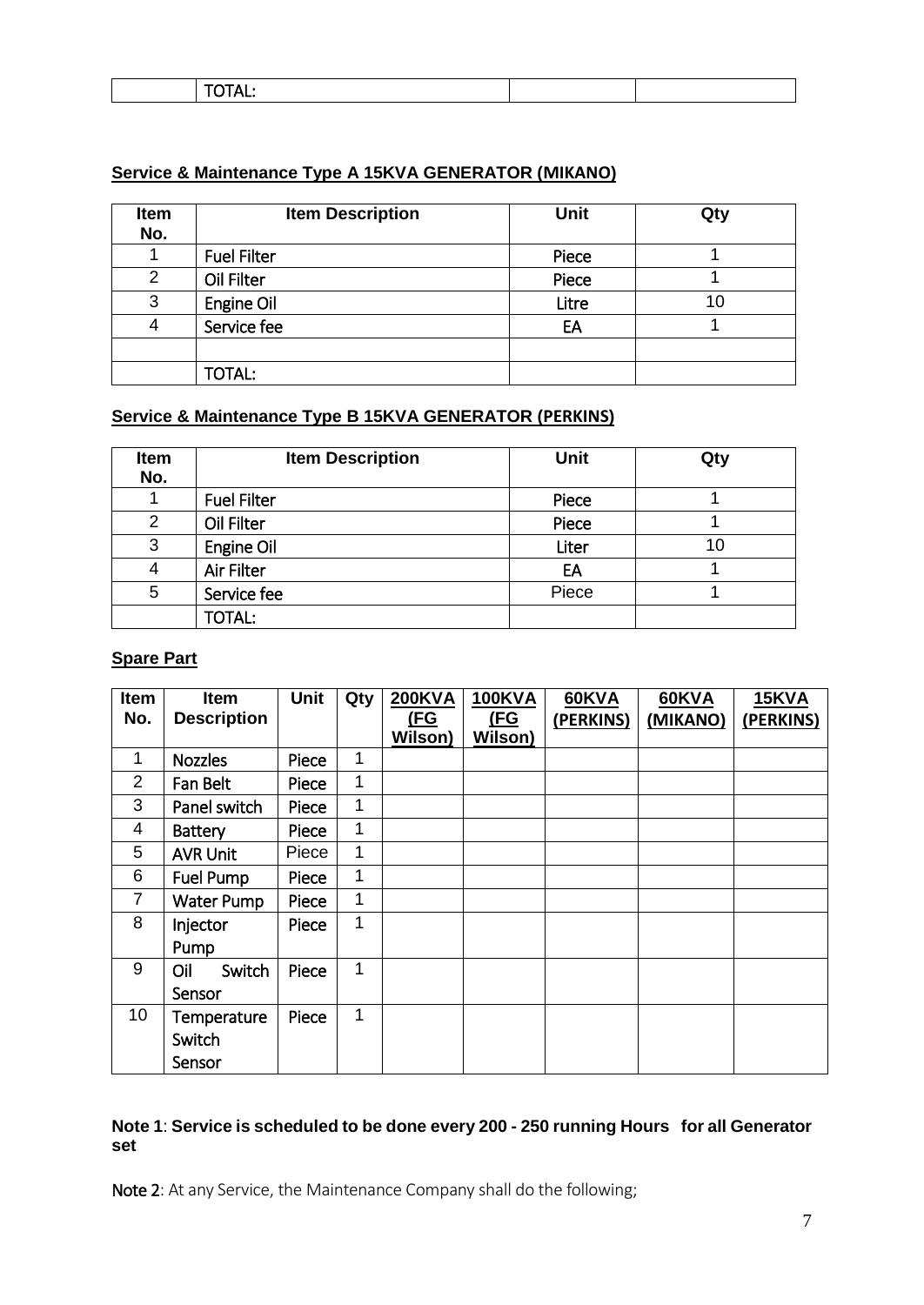| | TOTAL: | | |
|---|---|---|---|

**Service & Maintenance Type A 15KVA GENERATOR (MIKANO)**

| Item No. | Item Description | Unit | Qty |
|---|---|---|---|
| 1 | Fuel Filter | Piece | 1 |
| 2 | Oil Filter | Piece | 1 |
| 3 | Engine Oil | Litre | 10 |
| 4 | Service fee | EA | 1 |
| | | | |
| | TOTAL: | | |

**Service & Maintenance Type B 15KVA GENERATOR (PERKINS)**

| Item No. | Item Description | Unit | Qty |
|---|---|---|---|
| 1 | Fuel Filter | Piece | 1 |
| 2 | Oil Filter | Piece | 1 |
| 3 | Engine Oil | Liter | 10 |
| 4 | Air Filter | EA | 1 |
| 5 | Service fee | Piece | 1 |
| | TOTAL: | | |

**Spare Part**

| Item No. | Item Description | Unit | Qty | 200KVA (FG Wilson) | 100KVA (FG Wilson) | 60KVA (PERKINS) | 60KVA (MIKANO) | 15KVA (PERKINS) |
|---|---|---|---|---|---|---|---|---|
| 1 | Nozzles | Piece | 1 | | | | | |
| 2 | Fan Belt | Piece | 1 | | | | | |
| 3 | Panel switch | Piece | 1 | | | | | |
| 4 | Battery | Piece | 1 | | | | | |
| 5 | AVR Unit | Piece | 1 | | | | | |
| 6 | Fuel Pump | Piece | 1 | | | | | |
| 7 | Water Pump | Piece | 1 | | | | | |
| 8 | Injector Pump | Piece | 1 | | | | | |
| 9 | Oil Switch Sensor | Piece | 1 | | | | | |
| 10 | Temperature Switch Sensor | Piece | 1 | | | | | |

**Note 1**: **Service is scheduled to be done every 200 - 250 running Hours for all Generator set**

**Note 2**: At any Service, the Maintenance Company shall do the following;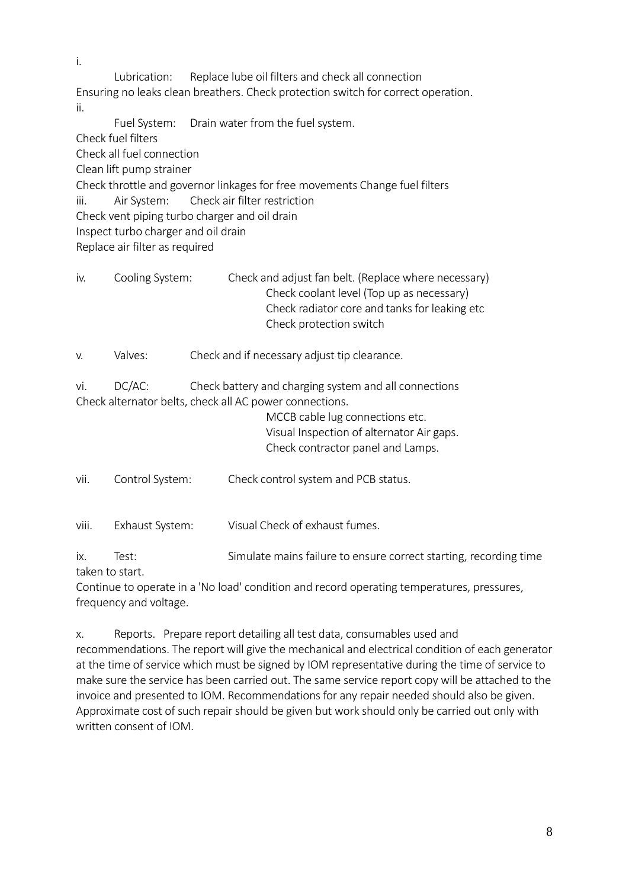i.

Lubrication: Replace lube oil filters and check all connection
Ensuring no leaks clean breathers. Check protection switch for correct operation.

ii.

Fuel System: Drain water from the fuel system.
Check fuel filters
Check all fuel connection
Clean lift pump strainer
Check throttle and governor linkages for free movements Change fuel filters

iii. Air System: Check air filter restriction
Check vent piping turbo charger and oil drain
Inspect turbo charger and oil drain
Replace air filter as required

iv. Cooling System: Check and adjust fan belt. (Replace where necessary)
Check coolant level (Top up as necessary)
Check radiator core and tanks for leaking etc
Check protection switch

v. Valves: Check and if necessary adjust tip clearance.

vi. DC/AC: Check battery and charging system and all connections
Check alternator belts, check all AC power connections.
MCCB cable lug connections etc.
Visual Inspection of alternator Air gaps.
Check contractor panel and Lamps.

vii. Control System: Check control system and PCB status.

viii. Exhaust System: Visual Check of exhaust fumes.

ix. Test: Simulate mains failure to ensure correct starting, recording time taken to start.
Continue to operate in a 'No load' condition and record operating temperatures, pressures, frequency and voltage.

x. Reports. Prepare report detailing all test data, consumables used and recommendations. The report will give the mechanical and electrical condition of each generator at the time of service which must be signed by IOM representative during the time of service to make sure the service has been carried out. The same service report copy will be attached to the invoice and presented to IOM. Recommendations for any repair needed should also be given. Approximate cost of such repair should be given but work should only be carried out only with written consent of IOM.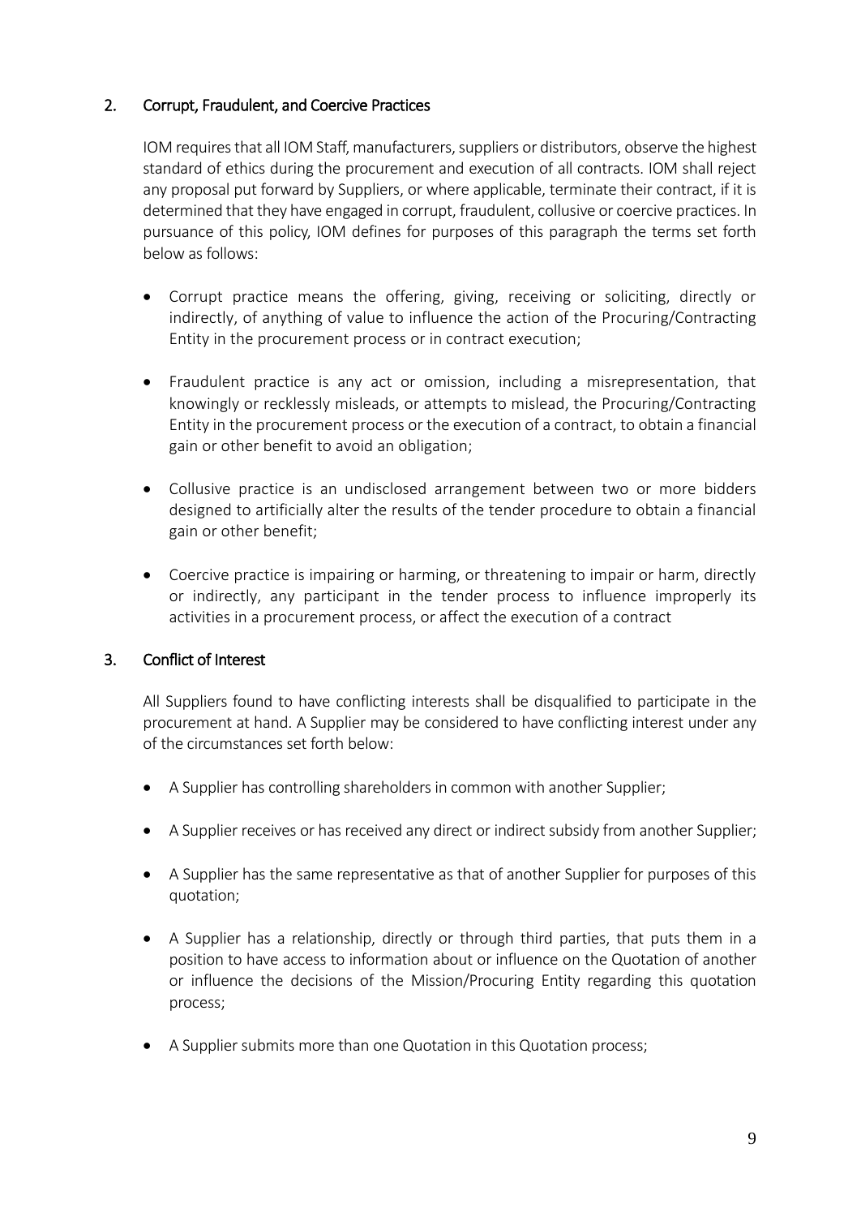## 2. Corrupt, Fraudulent, and Coercive Practices

IOM requires that all IOM Staff, manufacturers, suppliers or distributors, observe the highest standard of ethics during the procurement and execution of all contracts. IOM shall reject any proposal put forward by Suppliers, or where applicable, terminate their contract, if it is determined that they have engaged in corrupt, fraudulent, collusive or coercive practices. In pursuance of this policy, IOM defines for purposes of this paragraph the terms set forth below as follows:

- Corrupt practice means the offering, giving, receiving or soliciting, directly or indirectly, of anything of value to influence the action of the Procuring/Contracting Entity in the procurement process or in contract execution;

- Fraudulent practice is any act or omission, including a misrepresentation, that knowingly or recklessly misleads, or attempts to mislead, the Procuring/Contracting Entity in the procurement process or the execution of a contract, to obtain a financial gain or other benefit to avoid an obligation;

- Collusive practice is an undisclosed arrangement between two or more bidders designed to artificially alter the results of the tender procedure to obtain a financial gain or other benefit;

- Coercive practice is impairing or harming, or threatening to impair or harm, directly or indirectly, any participant in the tender process to influence improperly its activities in a procurement process, or affect the execution of a contract

## 3. Conflict of Interest

All Suppliers found to have conflicting interests shall be disqualified to participate in the procurement at hand. A Supplier may be considered to have conflicting interest under any of the circumstances set forth below:

- A Supplier has controlling shareholders in common with another Supplier;

- A Supplier receives or has received any direct or indirect subsidy from another Supplier;

- A Supplier has the same representative as that of another Supplier for purposes of this quotation;

- A Supplier has a relationship, directly or through third parties, that puts them in a position to have access to information about or influence on the Quotation of another or influence the decisions of the Mission/Procuring Entity regarding this quotation process;

- A Supplier submits more than one Quotation in this Quotation process;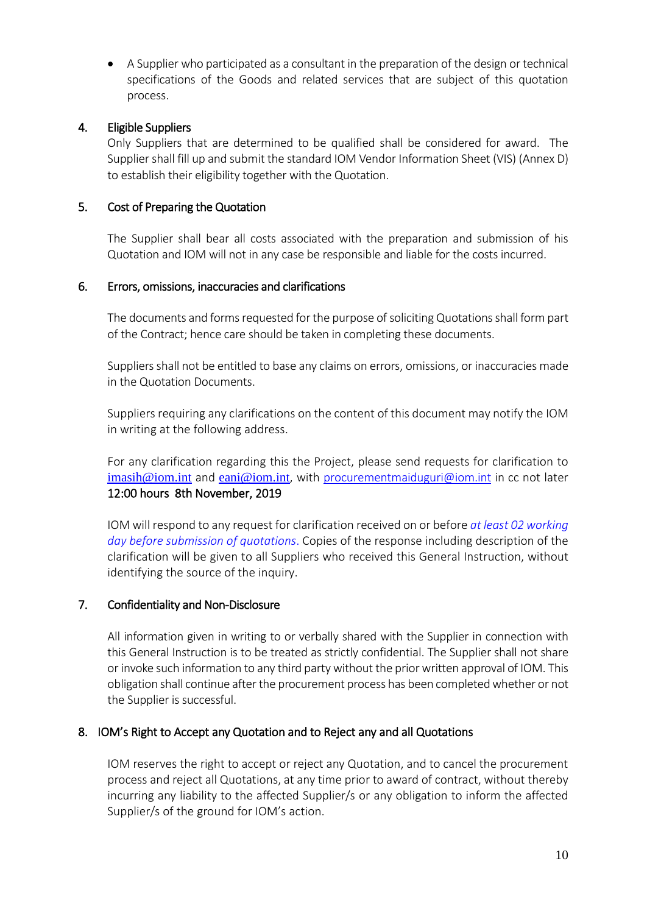- A Supplier who participated as a consultant in the preparation of the design or technical specifications of the Goods and related services that are subject of this quotation process.

## 4. Eligible Suppliers

Only Suppliers that are determined to be qualified shall be considered for award. The Supplier shall fill up and submit the standard IOM Vendor Information Sheet (VIS) (Annex D) to establish their eligibility together with the Quotation.

## 5. Cost of Preparing the Quotation

The Supplier shall bear all costs associated with the preparation and submission of his Quotation and IOM will not in any case be responsible and liable for the costs incurred.

## 6. Errors, omissions, inaccuracies and clarifications

The documents and forms requested for the purpose of soliciting Quotations shall form part of the Contract; hence care should be taken in completing these documents.

Suppliers shall not be entitled to base any claims on errors, omissions, or inaccuracies made in the Quotation Documents.

Suppliers requiring any clarifications on the content of this document may notify the IOM in writing at the following address.

For any clarification regarding this the Project, please send requests for clarification to imasih@iom.int and eani@iom.int, with procurementmaiduguri@iom.int in cc not later **12:00 hours 8th November, 2019**

IOM will respond to any request for clarification received on or before *at least 02 working day before submission of quotations*. Copies of the response including description of the clarification will be given to all Suppliers who received this General Instruction, without identifying the source of the inquiry.

## 7. Confidentiality and Non-Disclosure

All information given in writing to or verbally shared with the Supplier in connection with this General Instruction is to be treated as strictly confidential. The Supplier shall not share or invoke such information to any third party without the prior written approval of IOM. This obligation shall continue after the procurement process has been completed whether or not the Supplier is successful.

## 8. IOM's Right to Accept any Quotation and to Reject any and all Quotations

IOM reserves the right to accept or reject any Quotation, and to cancel the procurement process and reject all Quotations, at any time prior to award of contract, without thereby incurring any liability to the affected Supplier/s or any obligation to inform the affected Supplier/s of the ground for IOM's action.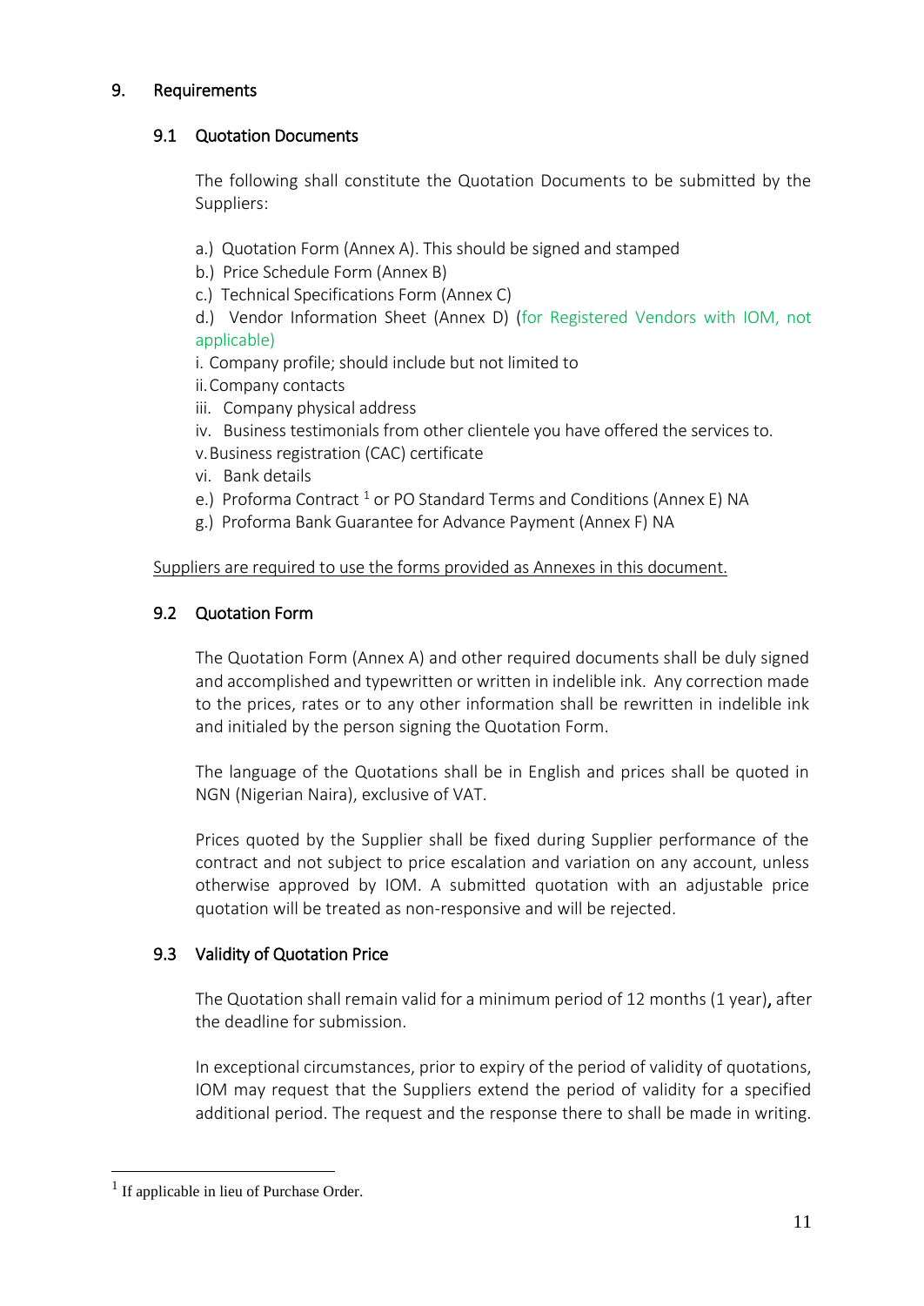## 9. Requirements

### 9.1 Quotation Documents

The following shall constitute the Quotation Documents to be submitted by the Suppliers:

a.) Quotation Form (Annex A). This should be signed and stamped
b.) Price Schedule Form (Annex B)
c.) Technical Specifications Form (Annex C)
d.) Vendor Information Sheet (Annex D) (for Registered Vendors with IOM, not applicable)
i. Company profile; should include but not limited to
ii. Company contacts
iii. Company physical address
iv. Business testimonials from other clientele you have offered the services to.
v. Business registration (CAC) certificate
vi. Bank details
e.) Proforma Contract [1] or PO Standard Terms and Conditions (Annex E) NA
g.) Proforma Bank Guarantee for Advance Payment (Annex F) NA

Suppliers are required to use the forms provided as Annexes in this document.

### 9.2 Quotation Form

The Quotation Form (Annex A) and other required documents shall be duly signed and accomplished and typewritten or written in indelible ink. Any correction made to the prices, rates or to any other information shall be rewritten in indelible ink and initialed by the person signing the Quotation Form.

The language of the Quotations shall be in English and prices shall be quoted in NGN (Nigerian Naira), exclusive of VAT.

Prices quoted by the Supplier shall be fixed during Supplier performance of the contract and not subject to price escalation and variation on any account, unless otherwise approved by IOM. A submitted quotation with an adjustable price quotation will be treated as non-responsive and will be rejected.

### 9.3 Validity of Quotation Price

The Quotation shall remain valid for a minimum period of 12 months (1 year), after the deadline for submission.

In exceptional circumstances, prior to expiry of the period of validity of quotations, IOM may request that the Suppliers extend the period of validity for a specified additional period. The request and the response there to shall be made in writing.

---

[1] If applicable in lieu of Purchase Order.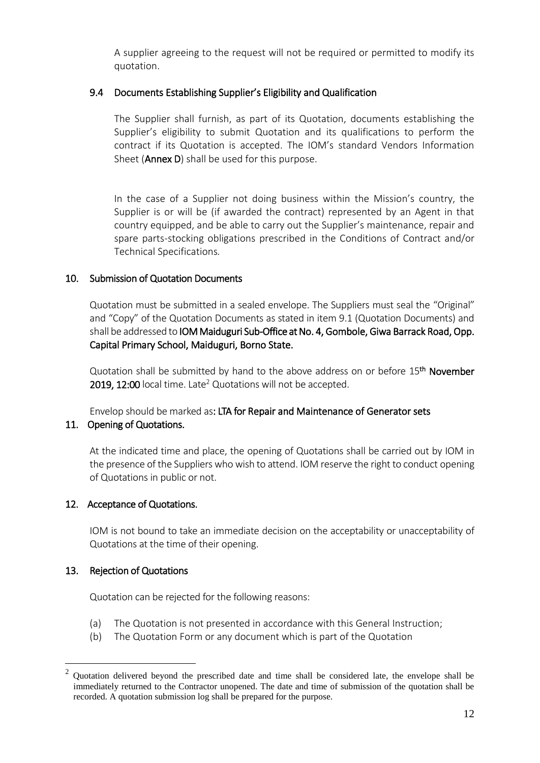A supplier agreeing to the request will not be required or permitted to modify its quotation.

### 9.4 Documents Establishing Supplier's Eligibility and Qualification

The Supplier shall furnish, as part of its Quotation, documents establishing the Supplier's eligibility to submit Quotation and its qualifications to perform the contract if its Quotation is accepted. The IOM's standard Vendors Information Sheet (**Annex D**) shall be used for this purpose.

In the case of a Supplier not doing business within the Mission's country, the Supplier is or will be (if awarded the contract) represented by an Agent in that country equipped, and be able to carry out the Supplier's maintenance, repair and spare parts-stocking obligations prescribed in the Conditions of Contract and/or Technical Specifications.

## 10. Submission of Quotation Documents

Quotation must be submitted in a sealed envelope. The Suppliers must seal the "Original" and "Copy" of the Quotation Documents as stated in item 9.1 (Quotation Documents) and shall be addressed to **IOM Maiduguri Sub-Office at No. 4, Gombole, Giwa Barrack Road, Opp. Capital Primary School, Maiduguri, Borno State.**

Quotation shall be submitted by hand to the above address on or before 15th **November 2019, 12:00** local time. Late[2] Quotations will not be accepted.

Envelop should be marked as: **LTA for Repair and Maintenance of Generator sets**

## 11. Opening of Quotations.

At the indicated time and place, the opening of Quotations shall be carried out by IOM in the presence of the Suppliers who wish to attend. IOM reserve the right to conduct opening of Quotations in public or not.

## 12. Acceptance of Quotations.

IOM is not bound to take an immediate decision on the acceptability or unacceptability of Quotations at the time of their opening.

## 13. Rejection of Quotations

Quotation can be rejected for the following reasons:

(a) The Quotation is not presented in accordance with this General Instruction;
(b) The Quotation Form or any document which is part of the Quotation

[2] Quotation delivered beyond the prescribed date and time shall be considered late, the envelope shall be immediately returned to the Contractor unopened. The date and time of submission of the quotation shall be recorded. A quotation submission log shall be prepared for the purpose.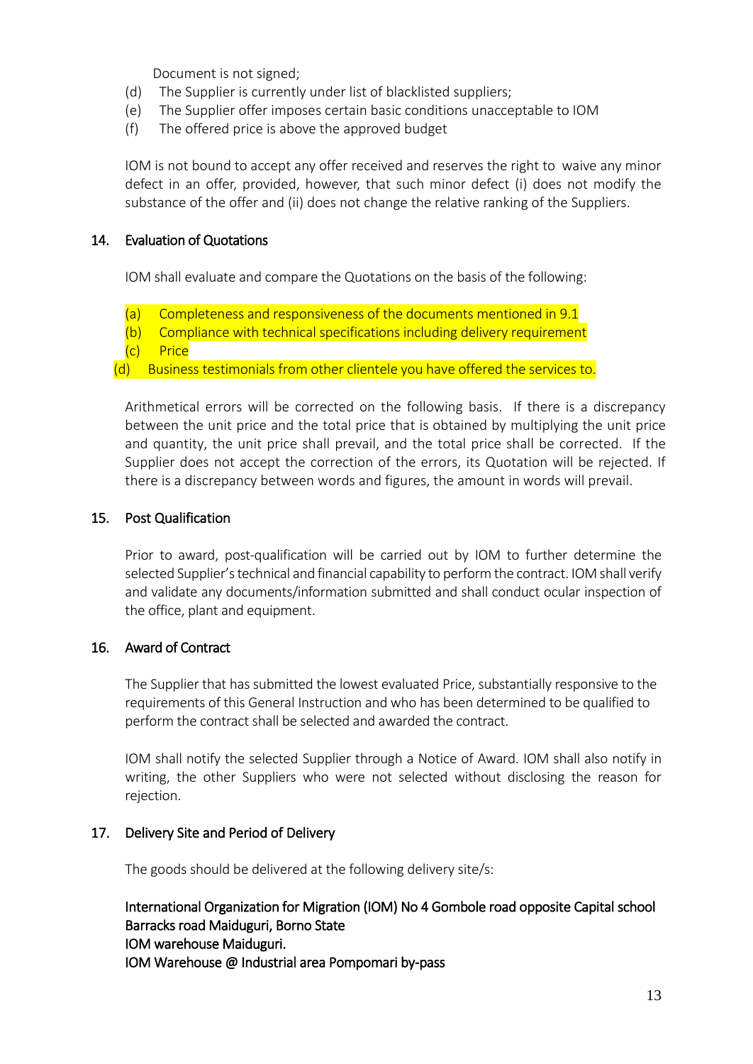Document is not signed;

(d) The Supplier is currently under list of blacklisted suppliers;
(e) The Supplier offer imposes certain basic conditions unacceptable to IOM
(f) The offered price is above the approved budget

IOM is not bound to accept any offer received and reserves the right to waive any minor defect in an offer, provided, however, that such minor defect (i) does not modify the substance of the offer and (ii) does not change the relative ranking of the Suppliers.

## 14. Evaluation of Quotations

IOM shall evaluate and compare the Quotations on the basis of the following:

(a) Completeness and responsiveness of the documents mentioned in 9.1
(b) Compliance with technical specifications including delivery requirement
(c) Price
(d) Business testimonials from other clientele you have offered the services to.

Arithmetical errors will be corrected on the following basis. If there is a discrepancy between the unit price and the total price that is obtained by multiplying the unit price and quantity, the unit price shall prevail, and the total price shall be corrected. If the Supplier does not accept the correction of the errors, its Quotation will be rejected. If there is a discrepancy between words and figures, the amount in words will prevail.

## 15. Post Qualification

Prior to award, post-qualification will be carried out by IOM to further determine the selected Supplier's technical and financial capability to perform the contract. IOM shall verify and validate any documents/information submitted and shall conduct ocular inspection of the office, plant and equipment.

## 16. Award of Contract

The Supplier that has submitted the lowest evaluated Price, substantially responsive to the requirements of this General Instruction and who has been determined to be qualified to perform the contract shall be selected and awarded the contract.

IOM shall notify the selected Supplier through a Notice of Award. IOM shall also notify in writing, the other Suppliers who were not selected without disclosing the reason for rejection.

## 17. Delivery Site and Period of Delivery

The goods should be delivered at the following delivery site/s:

International Organization for Migration (IOM) No 4 Gombole road opposite Capital school Barracks road Maiduguri, Borno State
IOM warehouse Maiduguri.
IOM Warehouse @ Industrial area Pompomari by-pass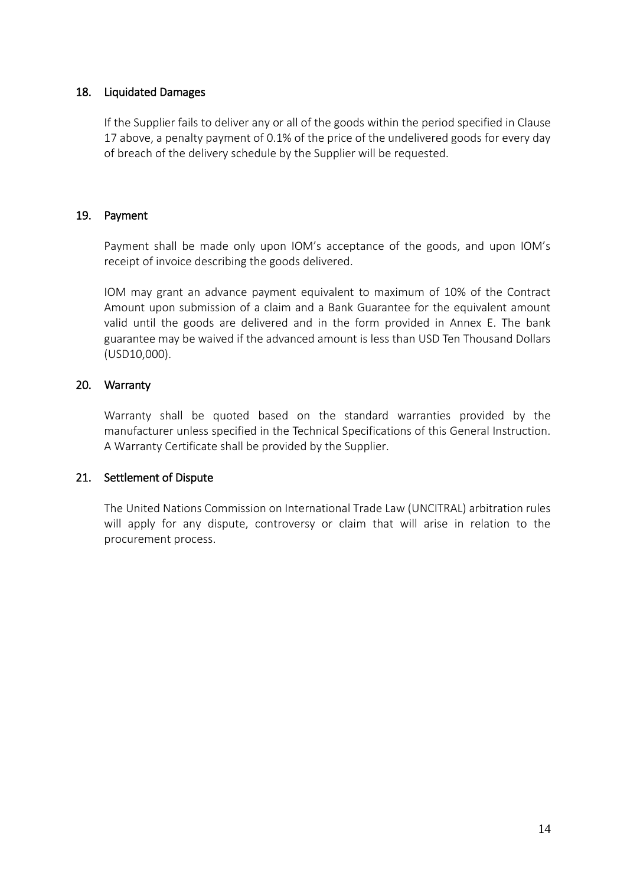## 18. Liquidated Damages

If the Supplier fails to deliver any or all of the goods within the period specified in Clause 17 above, a penalty payment of 0.1% of the price of the undelivered goods for every day of breach of the delivery schedule by the Supplier will be requested.

## 19. Payment

Payment shall be made only upon IOM's acceptance of the goods, and upon IOM's receipt of invoice describing the goods delivered.

IOM may grant an advance payment equivalent to maximum of 10% of the Contract Amount upon submission of a claim and a Bank Guarantee for the equivalent amount valid until the goods are delivered and in the form provided in Annex E. The bank guarantee may be waived if the advanced amount is less than USD Ten Thousand Dollars (USD10,000).

## 20. Warranty

Warranty shall be quoted based on the standard warranties provided by the manufacturer unless specified in the Technical Specifications of this General Instruction. A Warranty Certificate shall be provided by the Supplier.

## 21. Settlement of Dispute

The United Nations Commission on International Trade Law (UNCITRAL) arbitration rules will apply for any dispute, controversy or claim that will arise in relation to the procurement process.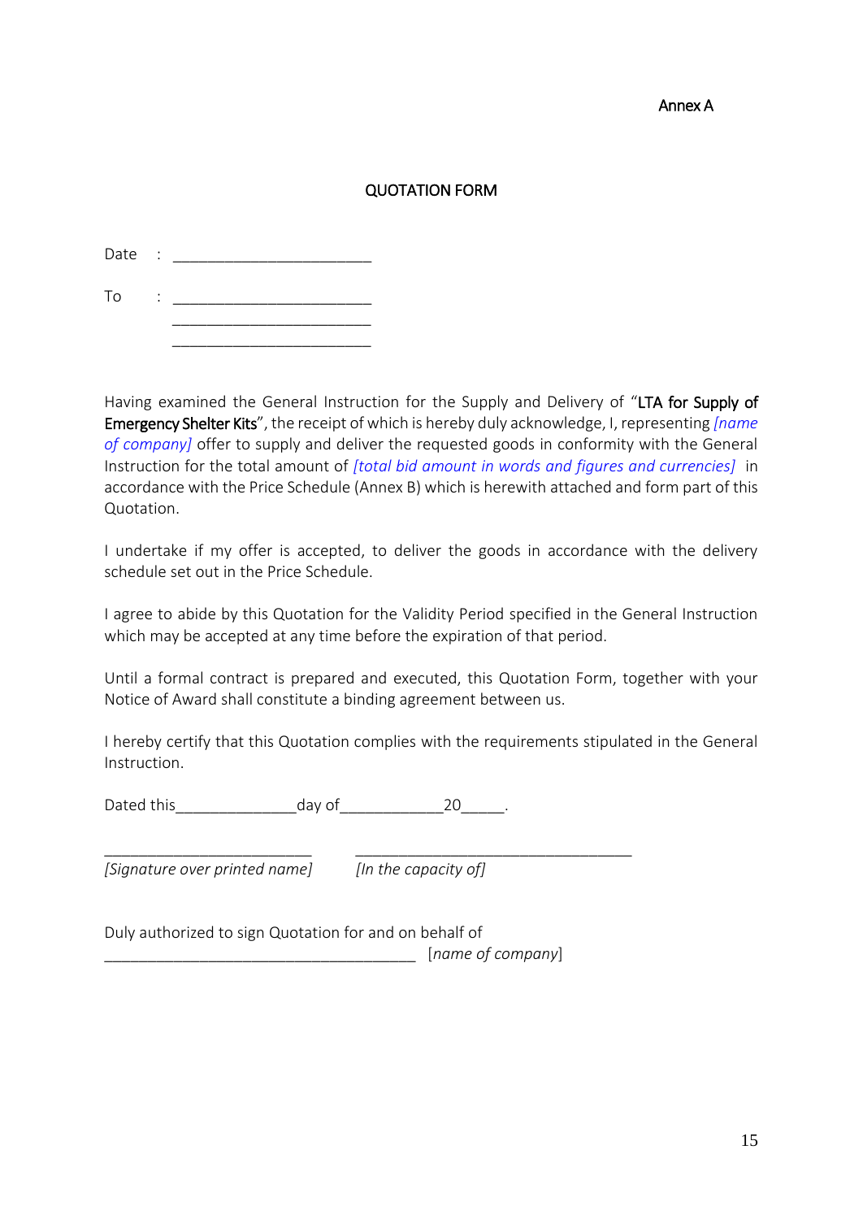Annex A

## QUOTATION FORM

Date : ________________________

To : ________________________
________________________
________________________

Having examined the General Instruction for the Supply and Delivery of "**LTA for Supply of Emergency Shelter Kits**", the receipt of which is hereby duly acknowledge, I, representing *[name of company]* offer to supply and deliver the requested goods in conformity with the General Instruction for the total amount of *[total bid amount in words and figures and currencies]* in accordance with the Price Schedule (Annex B) which is herewith attached and form part of this Quotation.

I undertake if my offer is accepted, to deliver the goods in accordance with the delivery schedule set out in the Price Schedule.

I agree to abide by this Quotation for the Validity Period specified in the General Instruction which may be accepted at any time before the expiration of that period.

Until a formal contract is prepared and executed, this Quotation Form, together with your Notice of Award shall constitute a binding agreement between us.

I hereby certify that this Quotation complies with the requirements stipulated in the General Instruction.

Dated this______________day of____________20_____.

__________________________ __________________________________

*[Signature over printed name]* *[In the capacity of]*

Duly authorized to sign Quotation for and on behalf of
_______________________________________ [*name of company*]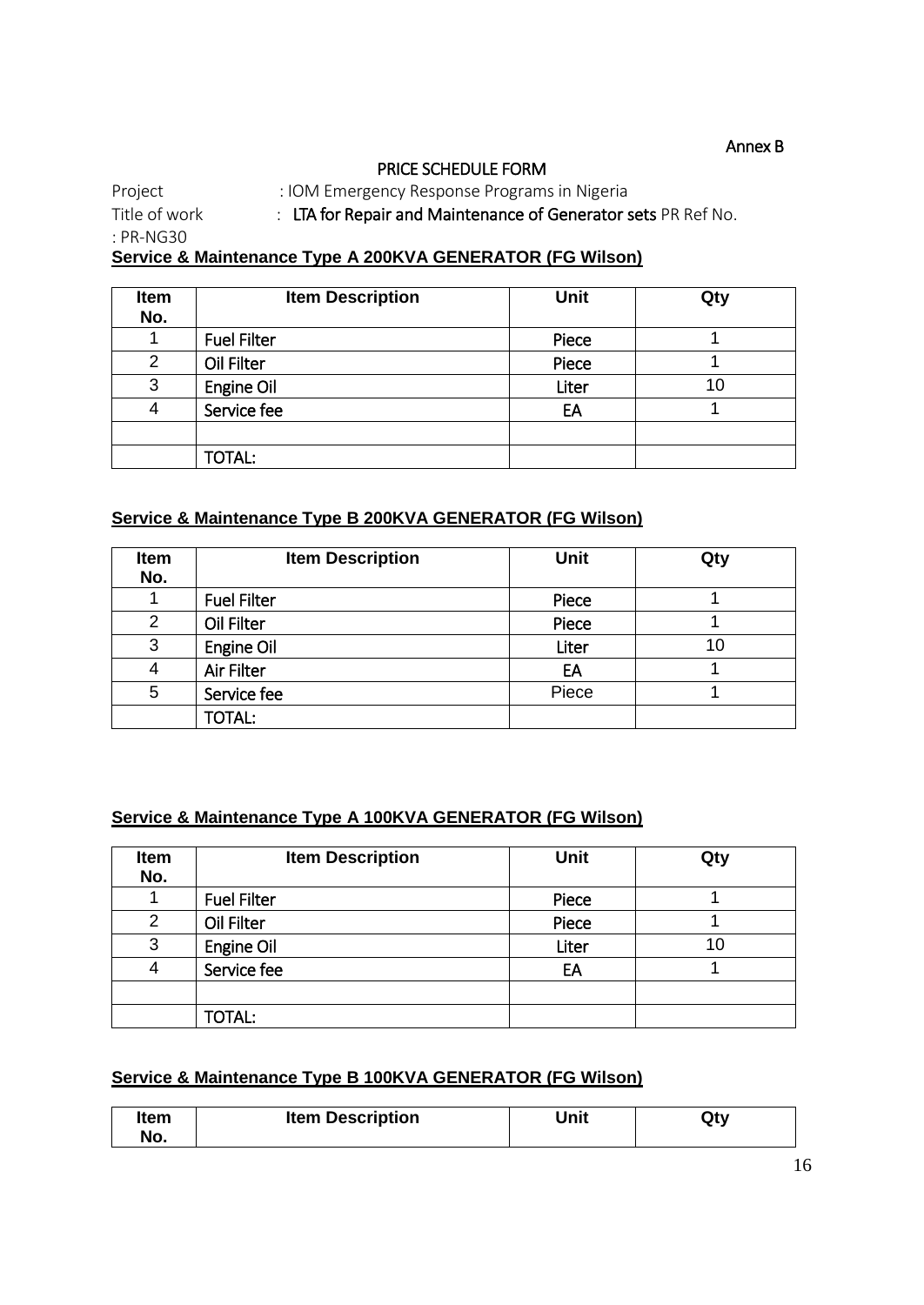Annex B

PRICE SCHEDULE FORM

Project : IOM Emergency Response Programs in Nigeria

Title of work : **LTA for Repair and Maintenance of Generator sets** PR Ref No. : PR-NG30

**Service & Maintenance Type A 200KVA GENERATOR (FG Wilson)**

| Item No. | Item Description | Unit | Qty |
|---|---|---|---|
| 1 | Fuel Filter | Piece | 1 |
| 2 | Oil Filter | Piece | 1 |
| 3 | Engine Oil | Liter | 10 |
| 4 | Service fee | EA | 1 |
| | | | |
| | TOTAL: | | |

**Service & Maintenance Type B 200KVA GENERATOR (FG Wilson)**

| Item No. | Item Description | Unit | Qty |
|---|---|---|---|
| 1 | Fuel Filter | Piece | 1 |
| 2 | Oil Filter | Piece | 1 |
| 3 | Engine Oil | Liter | 10 |
| 4 | Air Filter | EA | 1 |
| 5 | Service fee | Piece | 1 |
| | TOTAL: | | |

**Service & Maintenance Type A 100KVA GENERATOR (FG Wilson)**

| Item No. | Item Description | Unit | Qty |
|---|---|---|---|
| 1 | Fuel Filter | Piece | 1 |
| 2 | Oil Filter | Piece | 1 |
| 3 | Engine Oil | Liter | 10 |
| 4 | Service fee | EA | 1 |
| | | | |
| | TOTAL: | | |

**Service & Maintenance Type B 100KVA GENERATOR (FG Wilson)**

| Item No. | Item Description | Unit | Qty |
|---|---|---|---|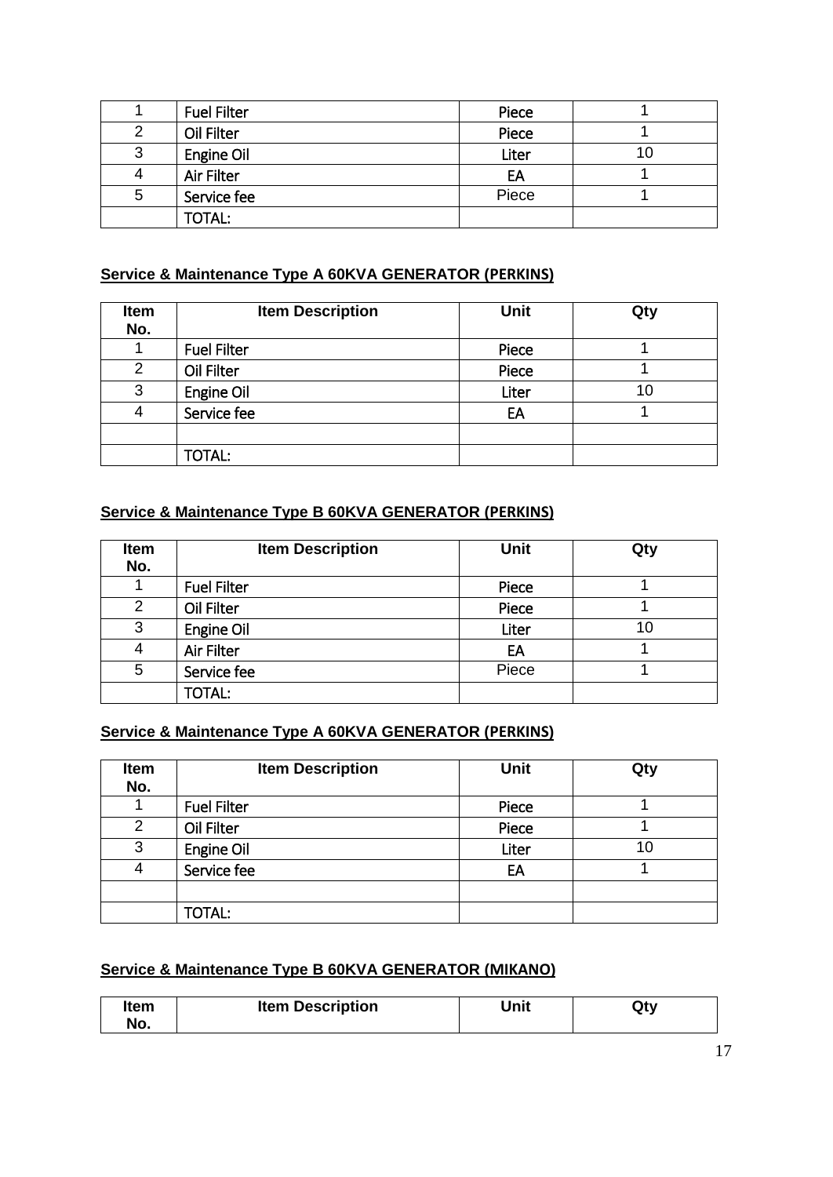| | | | |
|---|---|---|---|
| 1 | Fuel Filter | Piece | 1 |
| 2 | Oil Filter | Piece | 1 |
| 3 | Engine Oil | Liter | 10 |
| 4 | Air Filter | EA | 1 |
| 5 | Service fee | Piece | 1 |
| | TOTAL: | | |

**Service & Maintenance Type A 60KVA GENERATOR (PERKINS)**

| Item No. | Item Description | Unit | Qty |
|---|---|---|---|
| 1 | Fuel Filter | Piece | 1 |
| 2 | Oil Filter | Piece | 1 |
| 3 | Engine Oil | Liter | 10 |
| 4 | Service fee | EA | 1 |
| | | | |
| | TOTAL: | | |

**Service & Maintenance Type B 60KVA GENERATOR (PERKINS)**

| Item No. | Item Description | Unit | Qty |
|---|---|---|---|
| 1 | Fuel Filter | Piece | 1 |
| 2 | Oil Filter | Piece | 1 |
| 3 | Engine Oil | Liter | 10 |
| 4 | Air Filter | EA | 1 |
| 5 | Service fee | Piece | 1 |
| | TOTAL: | | |

**Service & Maintenance Type A 60KVA GENERATOR (PERKINS)**

| Item No. | Item Description | Unit | Qty |
|---|---|---|---|
| 1 | Fuel Filter | Piece | 1 |
| 2 | Oil Filter | Piece | 1 |
| 3 | Engine Oil | Liter | 10 |
| 4 | Service fee | EA | 1 |
| | | | |
| | TOTAL: | | |

**Service & Maintenance Type B 60KVA GENERATOR (MIKANO)**

| Item No. | Item Description | Unit | Qty |
|---|---|---|---|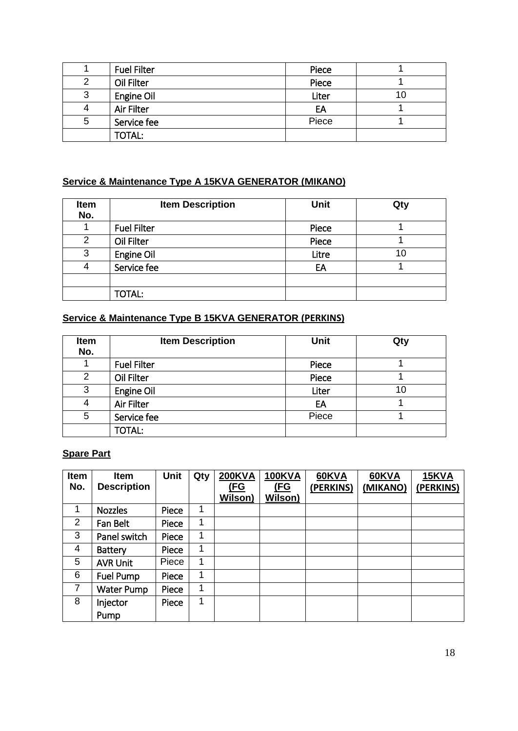| | | | |
|---|---|---|---|
| 1 | Fuel Filter | Piece | 1 |
| 2 | Oil Filter | Piece | 1 |
| 3 | Engine Oil | Liter | 10 |
| 4 | Air Filter | EA | 1 |
| 5 | Service fee | Piece | 1 |
| | TOTAL: | | |

**Service & Maintenance Type A 15KVA GENERATOR (MIKANO)**

| Item No. | Item Description | Unit | Qty |
|---|---|---|---|
| 1 | Fuel Filter | Piece | 1 |
| 2 | Oil Filter | Piece | 1 |
| 3 | Engine Oil | Litre | 10 |
| 4 | Service fee | EA | 1 |
| | | | |
| | TOTAL: | | |

**Service & Maintenance Type B 15KVA GENERATOR (PERKINS)**

| Item No. | Item Description | Unit | Qty |
|---|---|---|---|
| 1 | Fuel Filter | Piece | 1 |
| 2 | Oil Filter | Piece | 1 |
| 3 | Engine Oil | Liter | 10 |
| 4 | Air Filter | EA | 1 |
| 5 | Service fee | Piece | 1 |
| | TOTAL: | | |

**Spare Part**

| Item No. | Item Description | Unit | Qty | 200KVA (FG Wilson) | 100KVA (FG Wilson) | 60KVA (PERKINS) | 60KVA (MIKANO) | 15KVA (PERKINS) |
|---|---|---|---|---|---|---|---|---|
| 1 | Nozzles | Piece | 1 | | | | | |
| 2 | Fan Belt | Piece | 1 | | | | | |
| 3 | Panel switch | Piece | 1 | | | | | |
| 4 | Battery | Piece | 1 | | | | | |
| 5 | AVR Unit | Piece | 1 | | | | | |
| 6 | Fuel Pump | Piece | 1 | | | | | |
| 7 | Water Pump | Piece | 1 | | | | | |
| 8 | Injector Pump | Piece | 1 | | | | | |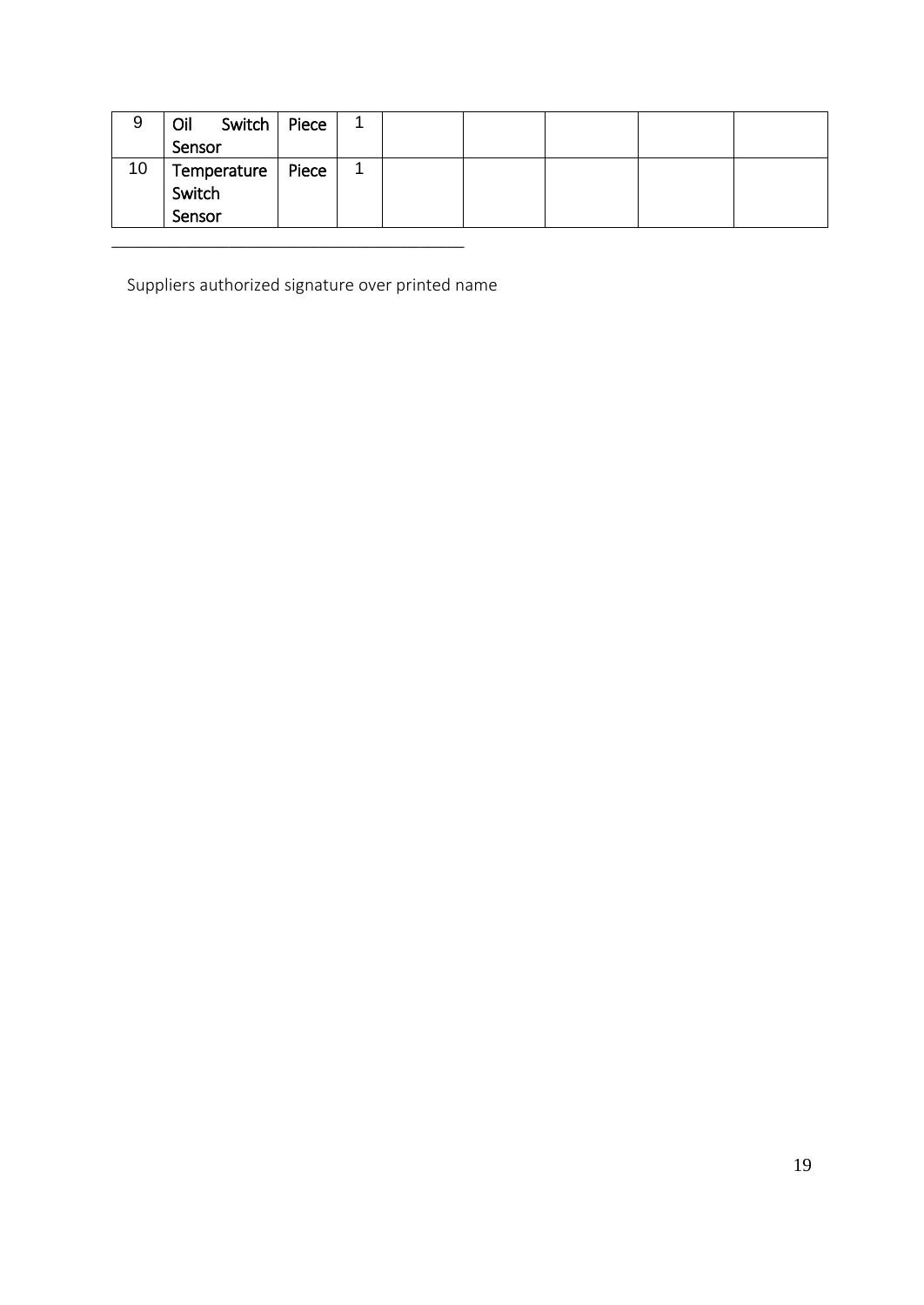| 9 | Oil Switch Sensor | Piece | 1 | | | | | |
|---|---|---|---|---|---|---|---|---|
| 10 | Temperature Switch Sensor | Piece | 1 | | | | | |

\_\_\_\_\_\_\_\_\_\_\_\_\_\_\_\_\_\_\_\_\_\_\_\_\_\_\_\_\_\_\_\_\_\_\_\_\_\_

Suppliers authorized signature over printed name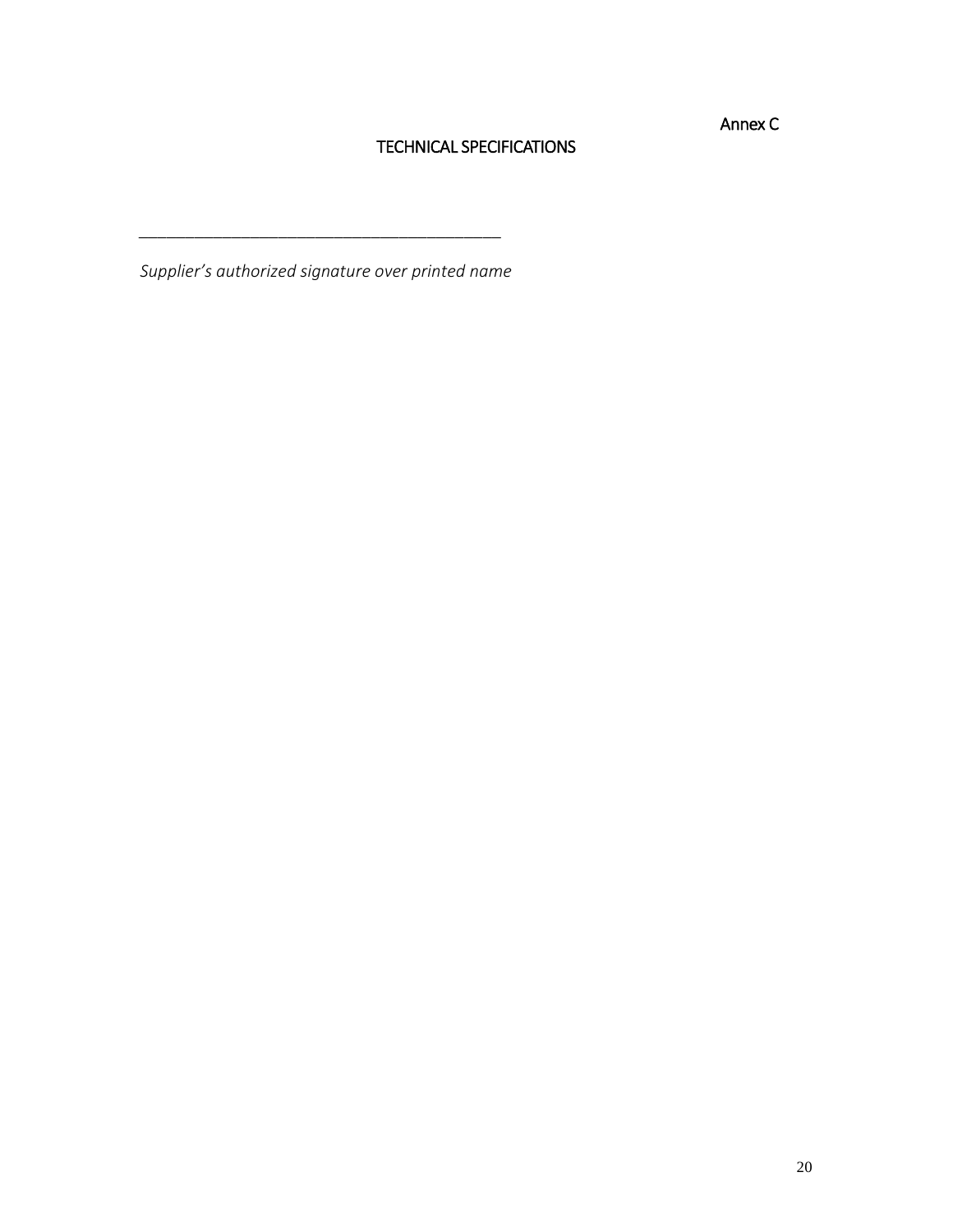Annex C

## TECHNICAL SPECIFICATIONS

_______________________________________________

*Supplier's authorized signature over printed name*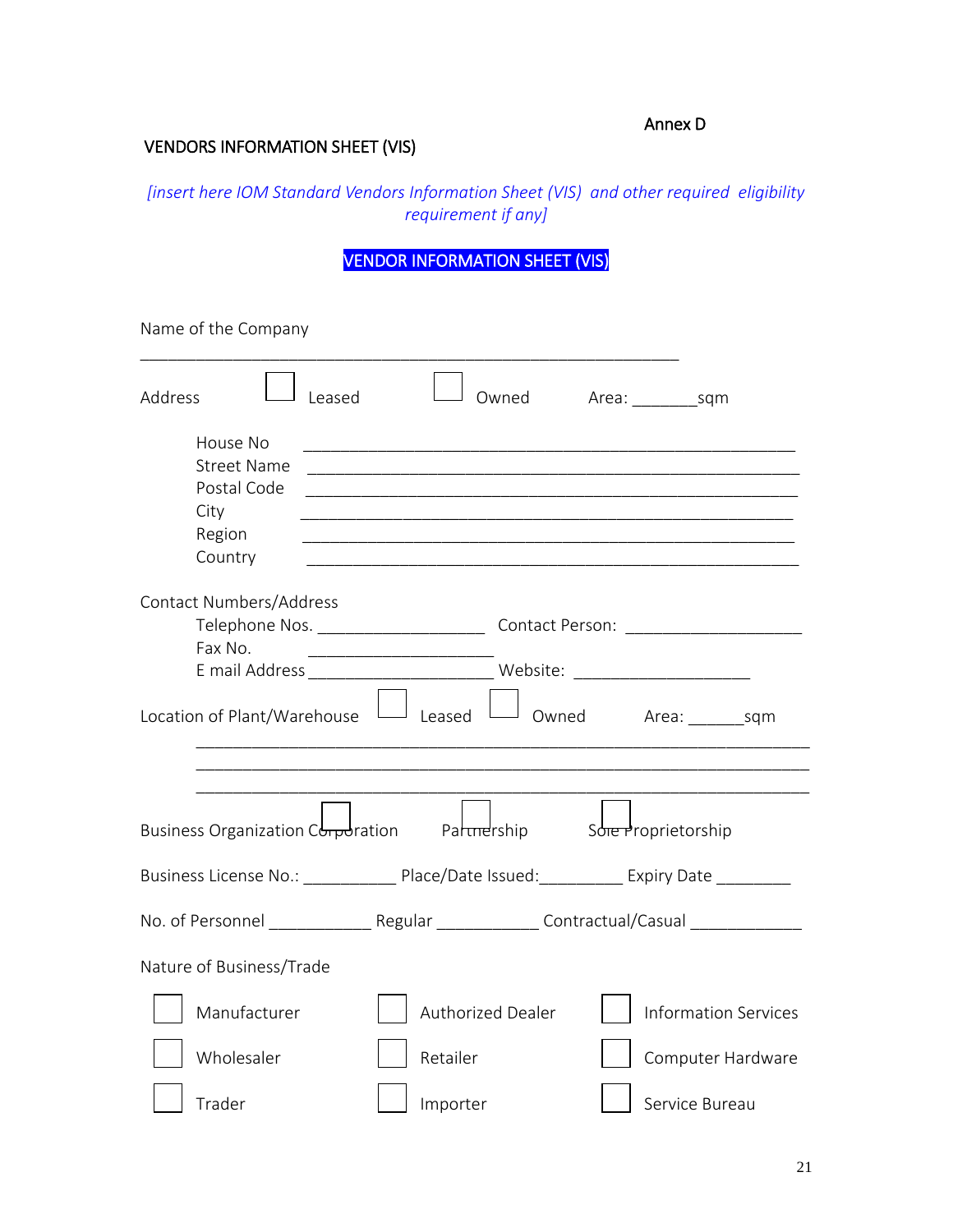Annex D

VENDORS INFORMATION SHEET (VIS)

*[insert here IOM Standard Vendors Information Sheet (VIS) and other required eligibility requirement if any]*

## VENDOR INFORMATION SHEET (VIS)

Name of the Company

_______________________________________________________________

Address ☐ Leased ☐ Owned Area: _______sqm

House No ____________________________________________________
Street Name ____________________________________________________
Postal Code ____________________________________________________
City ____________________________________________________
Region ____________________________________________________
Country ____________________________________________________

Contact Numbers/Address
Telephone Nos. ___________________ Contact Person: ___________________
Fax No. ____________________
E mail Address ____________________ Website: ___________________

Location of Plant/Warehouse ☐ Leased ☐ Owned Area: ______sqm

_____________________________________________________________________
_____________________________________________________________________
_____________________________________________________________________

Business Organization ☐ Corporation ☐ Partnership ☐ Sole Proprietorship

Business License No.: __________ Place/Date Issued:_________ Expiry Date ________

No. of Personnel ___________ Regular ___________ Contractual/Casual ____________

Nature of Business/Trade

| | | |
|---|---|---|
| ☐ Manufacturer | ☐ Authorized Dealer | ☐ Information Services |
| ☐ Wholesaler | ☐ Retailer | ☐ Computer Hardware |
| ☐ Trader | ☐ Importer | ☐ Service Bureau |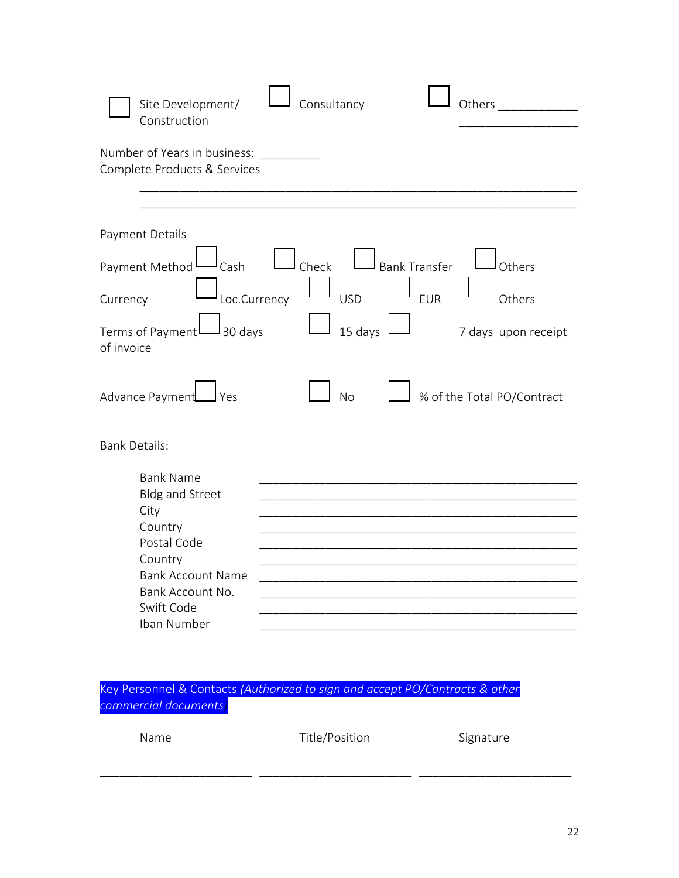☐ Site Development/ Construction ☐ Consultancy ☐ Others ____________ ____________________

Number of Years in business: __________

Complete Products & Services

______________________________________________________________________

______________________________________________________________________

Payment Details

Payment Method ☐ Cash ☐ Check ☐ Bank Transfer ☐ Others

Currency ☐ Loc.Currency ☐ USD ☐ EUR ☐ Others

Terms of Payment ☐ 30 days ☐ 15 days ☐ 7 days upon receipt of invoice

Advance Payment ☐ Yes ☐ No ☐ % of the Total PO/Contract

Bank Details:

| | |
|---|---|
| Bank Name | ________________________________________________ |
| Bldg and Street | ________________________________________________ |
| City | ________________________________________________ |
| Country | ________________________________________________ |
| Postal Code | ________________________________________________ |
| Country | ________________________________________________ |
| Bank Account Name | ________________________________________________ |
| Bank Account No. | ________________________________________________ |
| Swift Code | ________________________________________________ |
| Iban Number | ________________________________________________ |

Key Personnel & Contacts *(Authorized to sign and accept PO/Contracts & other commercial documents)*

| Name | Title/Position | Signature |
|---|---|---|
| ________________________ | ________________________ | ________________________ |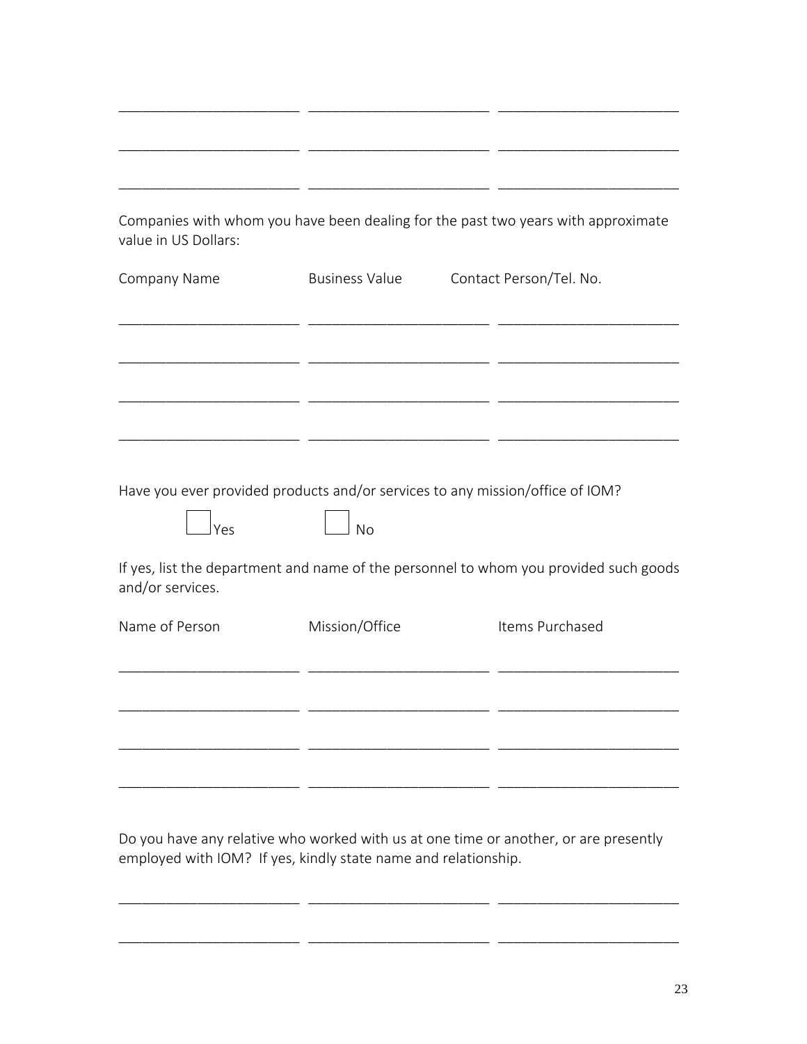| | | |
|---|---|---|
| | | |
| | | |
| | | |

Companies with whom you have been dealing for the past two years with approximate value in US Dollars:

| Company Name | Business Value | Contact Person/Tel. No. |
|---|---|---|
| | | |
| | | |
| | | |
| | | |

Have you ever provided products and/or services to any mission/office of IOM?

☐ Yes ☐ No

If yes, list the department and name of the personnel to whom you provided such goods and/or services.

| Name of Person | Mission/Office | Items Purchased |
|---|---|---|
| | | |
| | | |
| | | |
| | | |

Do you have any relative who worked with us at one time or another, or are presently employed with IOM? If yes, kindly state name and relationship.

| | | |
|---|---|---|
| | | |
| | | |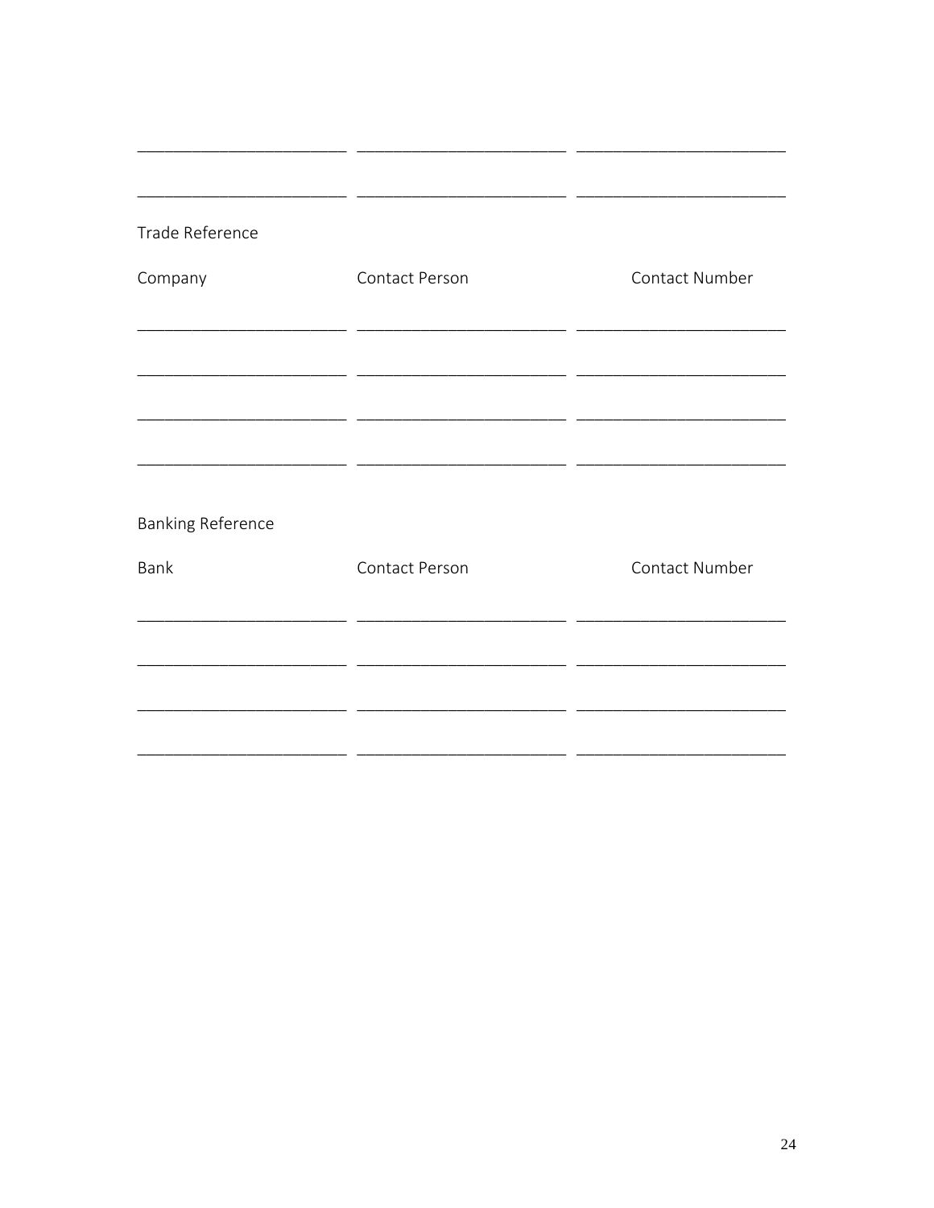| | | |
|---|---|---|
| | | |
| | | |

Trade Reference

| Company | Contact Person | Contact Number |
|---|---|---|
| | | |
| | | |
| | | |
| | | |

Banking Reference

| Bank | Contact Person | Contact Number |
|---|---|---|
| | | |
| | | |
| | | |
| | | |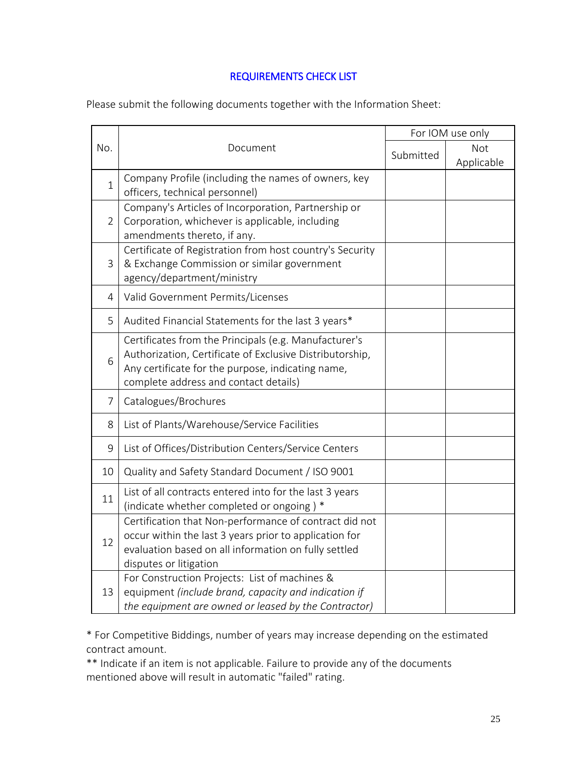## REQUIREMENTS CHECK LIST

Please submit the following documents together with the Information Sheet:

| No. | Document | For IOM use only | |
|---|---|---|---|
| | | Submitted | Not Applicable |
| 1 | Company Profile (including the names of owners, key officers, technical personnel) | | |
| 2 | Company's Articles of Incorporation, Partnership or Corporation, whichever is applicable, including amendments thereto, if any. | | |
| 3 | Certificate of Registration from host country's Security & Exchange Commission or similar government agency/department/ministry | | |
| 4 | Valid Government Permits/Licenses | | |
| 5 | Audited Financial Statements for the last 3 years* | | |
| 6 | Certificates from the Principals (e.g. Manufacturer's Authorization, Certificate of Exclusive Distributorship, Any certificate for the purpose, indicating name, complete address and contact details) | | |
| 7 | Catalogues/Brochures | | |
| 8 | List of Plants/Warehouse/Service Facilities | | |
| 9 | List of Offices/Distribution Centers/Service Centers | | |
| 10 | Quality and Safety Standard Document / ISO 9001 | | |
| 11 | List of all contracts entered into for the last 3 years (indicate whether completed or ongoing ) * | | |
| 12 | Certification that Non-performance of contract did not occur within the last 3 years prior to application for evaluation based on all information on fully settled disputes or litigation | | |
| 13 | For Construction Projects: List of machines & equipment *(include brand, capacity and indication if the equipment are owned or leased by the Contractor)* | | |

* For Competitive Biddings, number of years may increase depending on the estimated contract amount.

** Indicate if an item is not applicable. Failure to provide any of the documents mentioned above will result in automatic "failed" rating.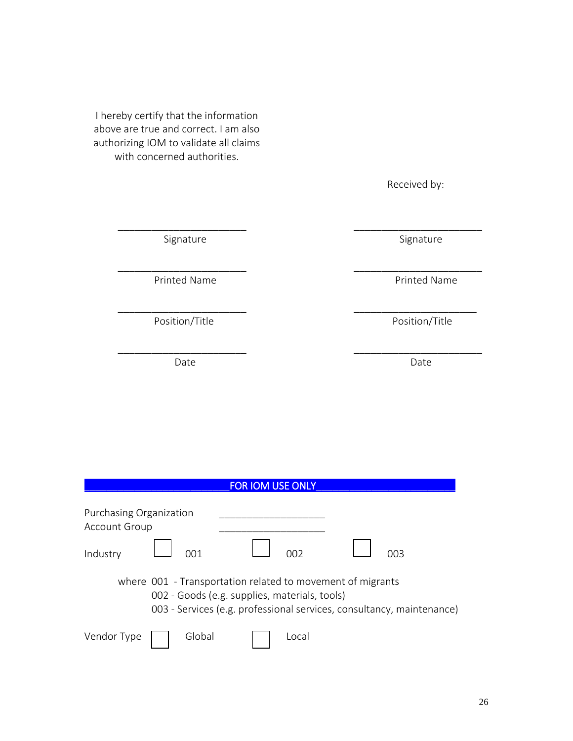I hereby certify that the information above are true and correct. I am also authorizing IOM to validate all claims with concerned authorities.

Received by:

| | |
|---|---|
| ________________________ | ________________________ |
| Signature | Signature |
| ________________________ | ________________________ |
| Printed Name | Printed Name |
| ________________________ | ________________________ |
| Position/Title | Position/Title |
| ________________________ | ________________________ |
| Date | Date |

## FOR IOM USE ONLY

Purchasing Organization ___________________

Account Group ___________________

Industry ☐ 001 ☐ 002 ☐ 003

where 001 - Transportation related to movement of migrants
002 - Goods (e.g. supplies, materials, tools)
003 - Services (e.g. professional services, consultancy, maintenance)

Vendor Type ☐ Global ☐ Local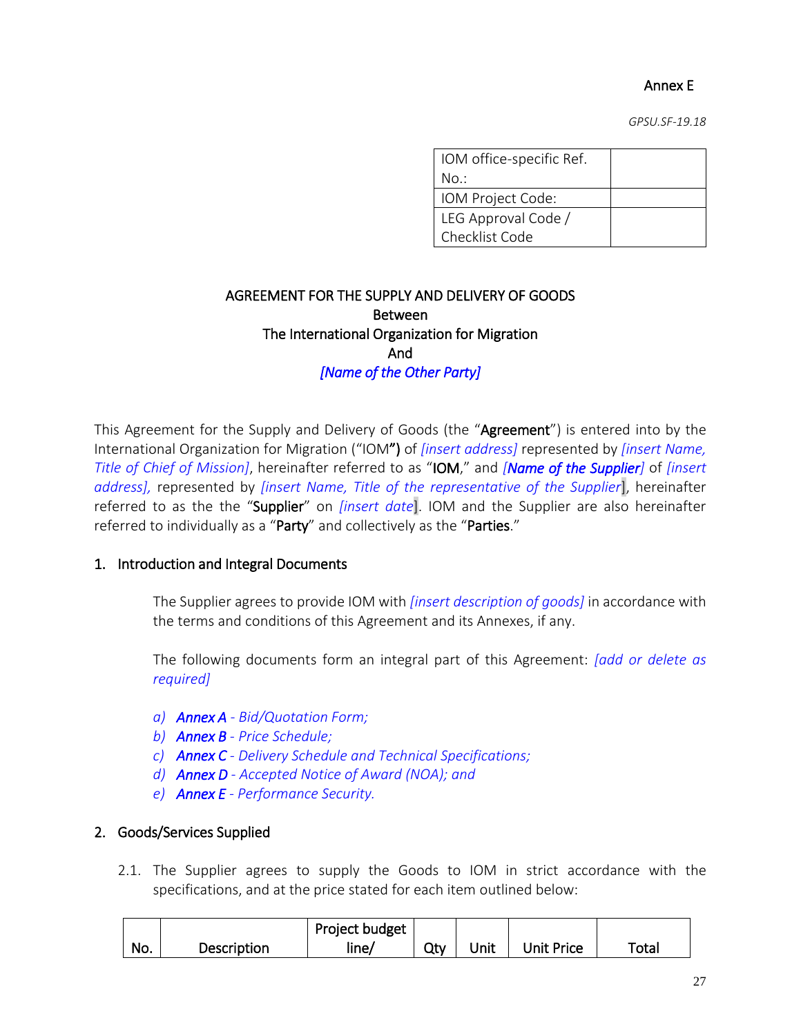Annex E

*GPSU.SF-19.18*

| IOM office-specific Ref. No.: | |
|---|---|
| IOM Project Code: | |
| LEG Approval Code / Checklist Code | |

**AGREEMENT FOR THE SUPPLY AND DELIVERY OF GOODS**
**Between**
**The International Organization for Migration**
**And**
***[Name of the Other Party]***

This Agreement for the Supply and Delivery of Goods (the "**Agreement**") is entered into by the International Organization for Migration ("IOM**")** of *[insert address]* represented by *[insert Name, Title of Chief of Mission]*, hereinafter referred to as "**IOM**," and ***[Name of the Supplier]*** of *[insert address],* represented by *[insert Name, Title of the representative of the Supplier]*, hereinafter referred to as the the "**Supplier**" on *[insert date]*. IOM and the Supplier are also hereinafter referred to individually as a "**Party**" and collectively as the "**Parties**."

## 1. Introduction and Integral Documents

The Supplier agrees to provide IOM with *[insert description of goods]* in accordance with the terms and conditions of this Agreement and its Annexes, if any.

The following documents form an integral part of this Agreement: *[add or delete as required]*

*a)* ***Annex A*** *- Bid/Quotation Form;*
*b)* ***Annex B*** *- Price Schedule;*
*c)* ***Annex C*** *- Delivery Schedule and Technical Specifications;*
*d)* ***Annex D*** *- Accepted Notice of Award (NOA); and*
*e)* ***Annex E*** *- Performance Security.*

## 2. Goods/Services Supplied

2.1. The Supplier agrees to supply the Goods to IOM in strict accordance with the specifications, and at the price stated for each item outlined below:

| No. | Description | Project budget line/ | Qty | Unit | Unit Price | Total |
|---|---|---|---|---|---|---|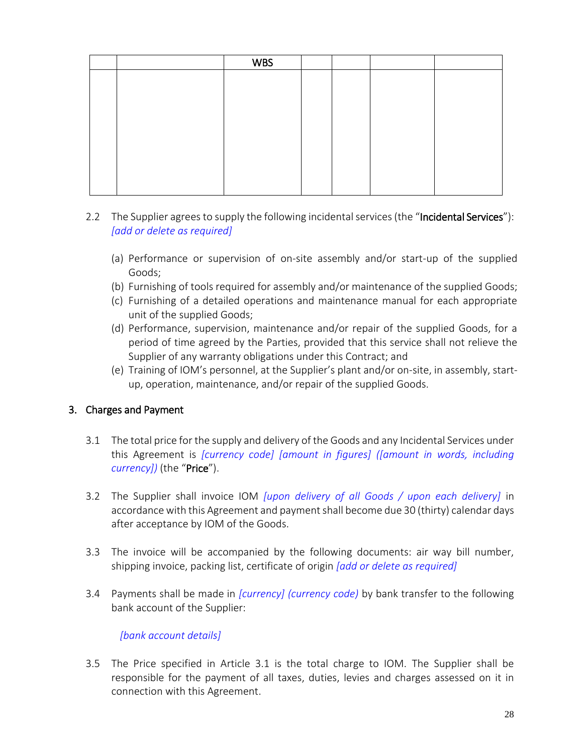| | | WBS | | | | |
|---|---|---|---|---|---|---|
| | | | | | | |

2.2 The Supplier agrees to supply the following incidental services (the "**Incidental Services**"): *[add or delete as required]*

(a) Performance or supervision of on-site assembly and/or start-up of the supplied Goods;
(b) Furnishing of tools required for assembly and/or maintenance of the supplied Goods;
(c) Furnishing of a detailed operations and maintenance manual for each appropriate unit of the supplied Goods;
(d) Performance, supervision, maintenance and/or repair of the supplied Goods, for a period of time agreed by the Parties, provided that this service shall not relieve the Supplier of any warranty obligations under this Contract; and
(e) Training of IOM's personnel, at the Supplier's plant and/or on-site, in assembly, start-up, operation, maintenance, and/or repair of the supplied Goods.

## 3. Charges and Payment

3.1 The total price for the supply and delivery of the Goods and any Incidental Services under this Agreement is *[currency code] [amount in figures] ([amount in words, including currency])* (the "**Price**").

3.2 The Supplier shall invoice IOM *[upon delivery of all Goods / upon each delivery]* in accordance with this Agreement and payment shall become due 30 (thirty) calendar days after acceptance by IOM of the Goods.

3.3 The invoice will be accompanied by the following documents: air way bill number, shipping invoice, packing list, certificate of origin *[add or delete as required]*

3.4 Payments shall be made in *[currency] (currency code)* by bank transfer to the following bank account of the Supplier:

*[bank account details]*

3.5 The Price specified in Article 3.1 is the total charge to IOM. The Supplier shall be responsible for the payment of all taxes, duties, levies and charges assessed on it in connection with this Agreement.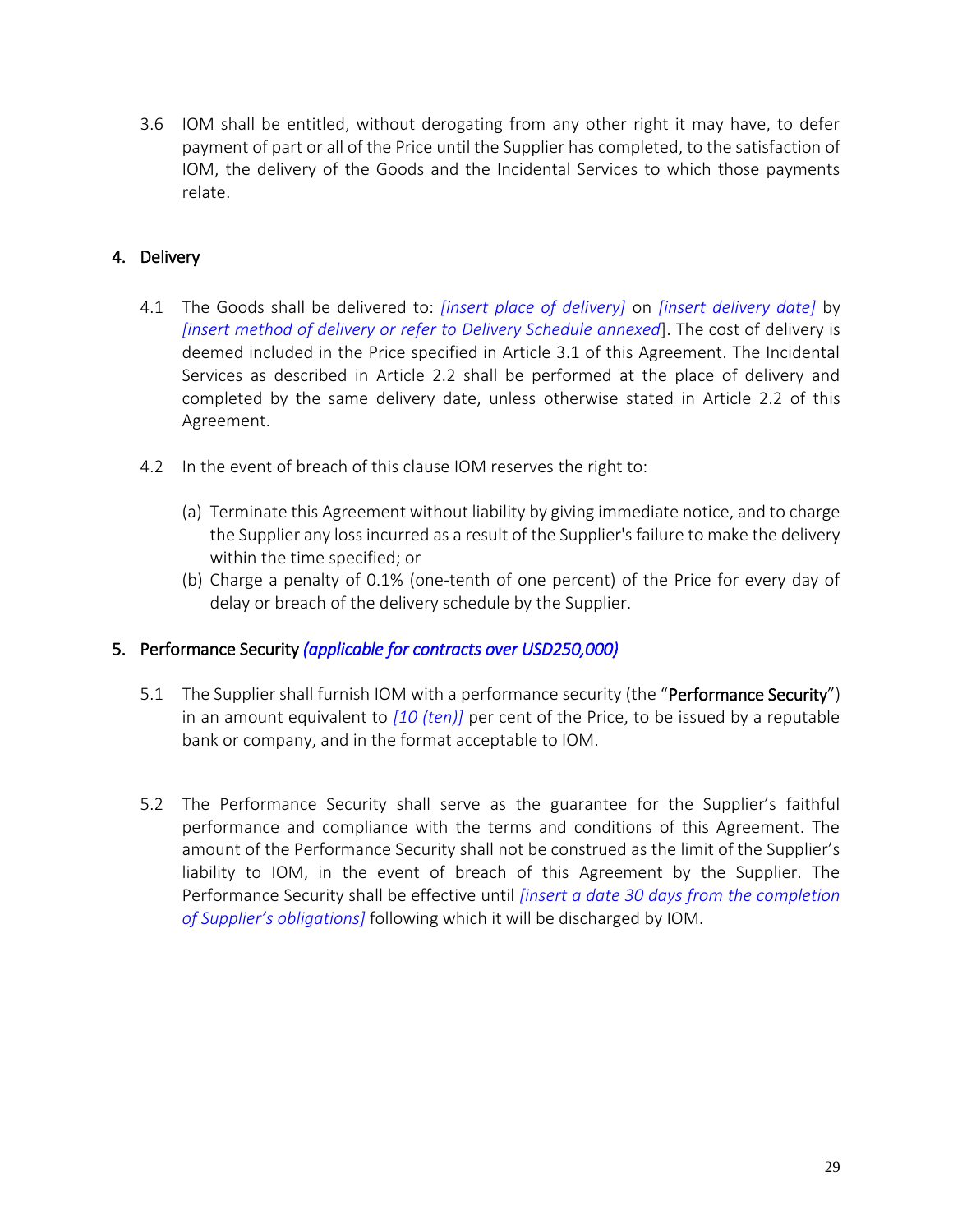3.6 IOM shall be entitled, without derogating from any other right it may have, to defer payment of part or all of the Price until the Supplier has completed, to the satisfaction of IOM, the delivery of the Goods and the Incidental Services to which those payments relate.

## 4. Delivery

4.1 The Goods shall be delivered to: *[insert place of delivery]* on *[insert delivery date]* by *[insert method of delivery or refer to Delivery Schedule annexed*]. The cost of delivery is deemed included in the Price specified in Article 3.1 of this Agreement. The Incidental Services as described in Article 2.2 shall be performed at the place of delivery and completed by the same delivery date, unless otherwise stated in Article 2.2 of this Agreement.

4.2 In the event of breach of this clause IOM reserves the right to:

(a) Terminate this Agreement without liability by giving immediate notice, and to charge the Supplier any loss incurred as a result of the Supplier's failure to make the delivery within the time specified; or
(b) Charge a penalty of 0.1% (one-tenth of one percent) of the Price for every day of delay or breach of the delivery schedule by the Supplier.

## 5. Performance Security *(applicable for contracts over USD250,000)*

5.1 The Supplier shall furnish IOM with a performance security (the "**Performance Security**") in an amount equivalent to *[10 (ten)]* per cent of the Price, to be issued by a reputable bank or company, and in the format acceptable to IOM.

5.2 The Performance Security shall serve as the guarantee for the Supplier's faithful performance and compliance with the terms and conditions of this Agreement. The amount of the Performance Security shall not be construed as the limit of the Supplier's liability to IOM, in the event of breach of this Agreement by the Supplier. The Performance Security shall be effective until *[insert a date 30 days from the completion of Supplier's obligations]* following which it will be discharged by IOM.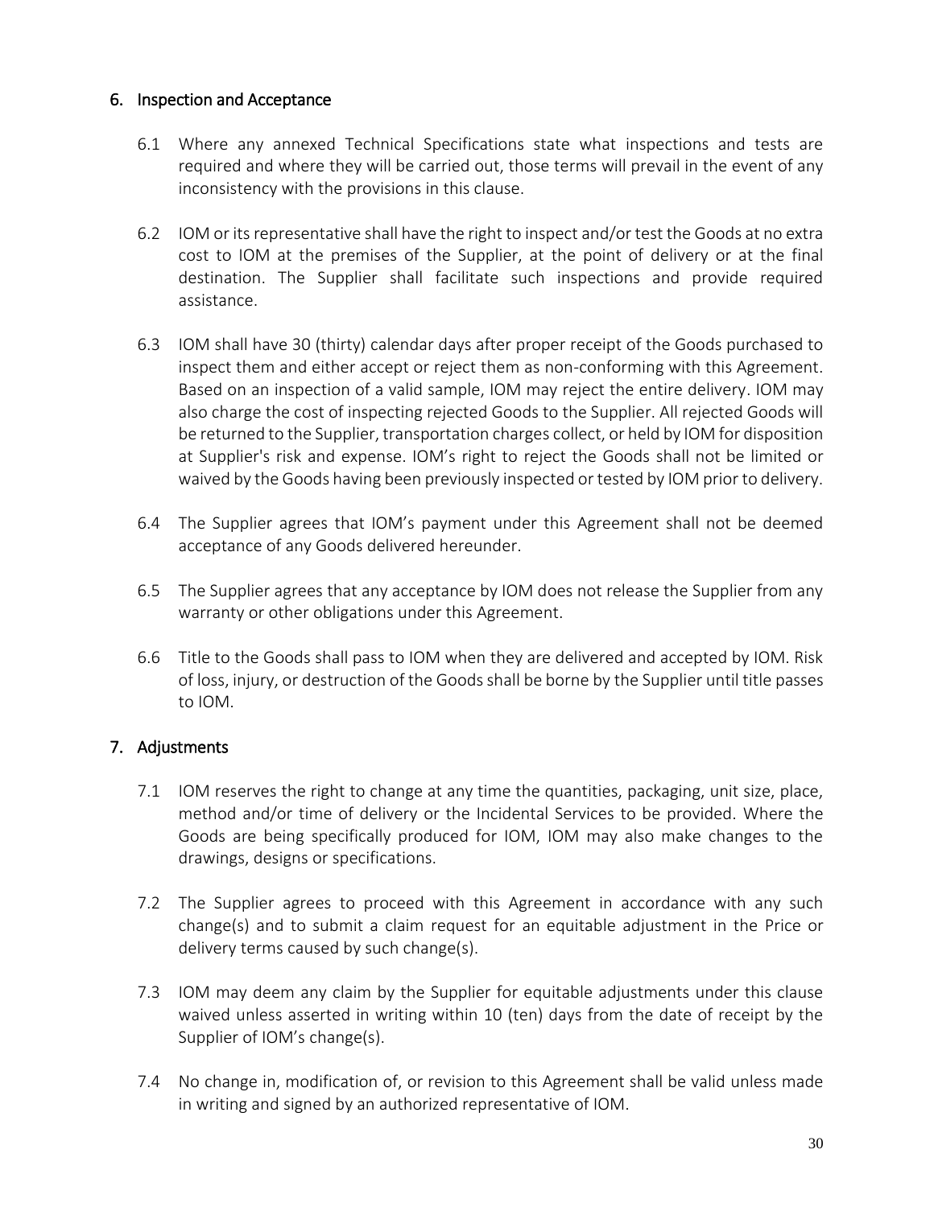## 6. Inspection and Acceptance

6.1 Where any annexed Technical Specifications state what inspections and tests are required and where they will be carried out, those terms will prevail in the event of any inconsistency with the provisions in this clause.

6.2 IOM or its representative shall have the right to inspect and/or test the Goods at no extra cost to IOM at the premises of the Supplier, at the point of delivery or at the final destination. The Supplier shall facilitate such inspections and provide required assistance.

6.3 IOM shall have 30 (thirty) calendar days after proper receipt of the Goods purchased to inspect them and either accept or reject them as non-conforming with this Agreement. Based on an inspection of a valid sample, IOM may reject the entire delivery. IOM may also charge the cost of inspecting rejected Goods to the Supplier. All rejected Goods will be returned to the Supplier, transportation charges collect, or held by IOM for disposition at Supplier's risk and expense. IOM's right to reject the Goods shall not be limited or waived by the Goods having been previously inspected or tested by IOM prior to delivery.

6.4 The Supplier agrees that IOM's payment under this Agreement shall not be deemed acceptance of any Goods delivered hereunder.

6.5 The Supplier agrees that any acceptance by IOM does not release the Supplier from any warranty or other obligations under this Agreement.

6.6 Title to the Goods shall pass to IOM when they are delivered and accepted by IOM. Risk of loss, injury, or destruction of the Goods shall be borne by the Supplier until title passes to IOM.

## 7. Adjustments

7.1 IOM reserves the right to change at any time the quantities, packaging, unit size, place, method and/or time of delivery or the Incidental Services to be provided. Where the Goods are being specifically produced for IOM, IOM may also make changes to the drawings, designs or specifications.

7.2 The Supplier agrees to proceed with this Agreement in accordance with any such change(s) and to submit a claim request for an equitable adjustment in the Price or delivery terms caused by such change(s).

7.3 IOM may deem any claim by the Supplier for equitable adjustments under this clause waived unless asserted in writing within 10 (ten) days from the date of receipt by the Supplier of IOM's change(s).

7.4 No change in, modification of, or revision to this Agreement shall be valid unless made in writing and signed by an authorized representative of IOM.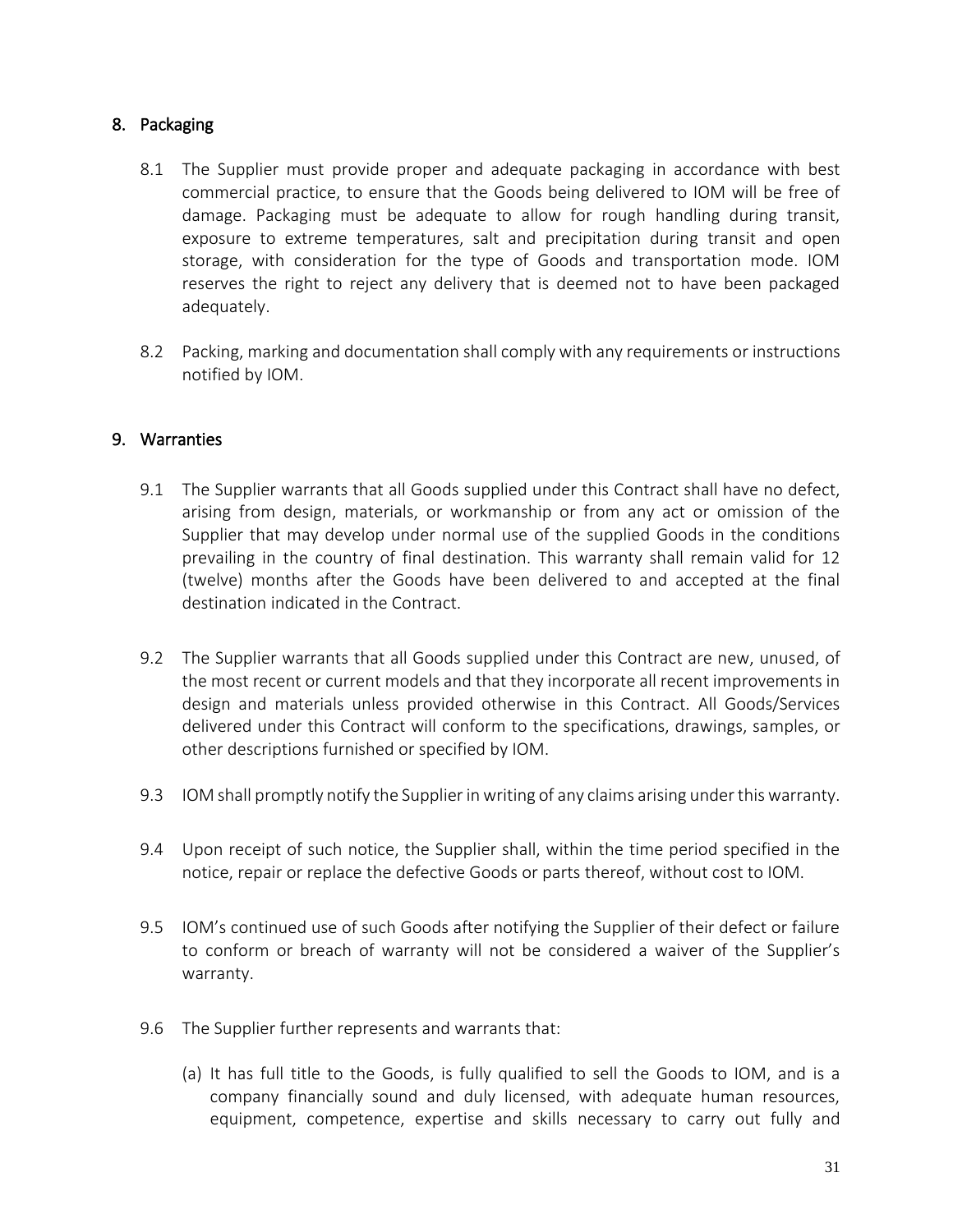## 8. Packaging

8.1 The Supplier must provide proper and adequate packaging in accordance with best commercial practice, to ensure that the Goods being delivered to IOM will be free of damage. Packaging must be adequate to allow for rough handling during transit, exposure to extreme temperatures, salt and precipitation during transit and open storage, with consideration for the type of Goods and transportation mode. IOM reserves the right to reject any delivery that is deemed not to have been packaged adequately.

8.2 Packing, marking and documentation shall comply with any requirements or instructions notified by IOM.

## 9. Warranties

9.1 The Supplier warrants that all Goods supplied under this Contract shall have no defect, arising from design, materials, or workmanship or from any act or omission of the Supplier that may develop under normal use of the supplied Goods in the conditions prevailing in the country of final destination. This warranty shall remain valid for 12 (twelve) months after the Goods have been delivered to and accepted at the final destination indicated in the Contract.

9.2 The Supplier warrants that all Goods supplied under this Contract are new, unused, of the most recent or current models and that they incorporate all recent improvements in design and materials unless provided otherwise in this Contract. All Goods/Services delivered under this Contract will conform to the specifications, drawings, samples, or other descriptions furnished or specified by IOM.

9.3 IOM shall promptly notify the Supplier in writing of any claims arising under this warranty.

9.4 Upon receipt of such notice, the Supplier shall, within the time period specified in the notice, repair or replace the defective Goods or parts thereof, without cost to IOM.

9.5 IOM's continued use of such Goods after notifying the Supplier of their defect or failure to conform or breach of warranty will not be considered a waiver of the Supplier's warranty.

9.6 The Supplier further represents and warrants that:

(a) It has full title to the Goods, is fully qualified to sell the Goods to IOM, and is a company financially sound and duly licensed, with adequate human resources, equipment, competence, expertise and skills necessary to carry out fully and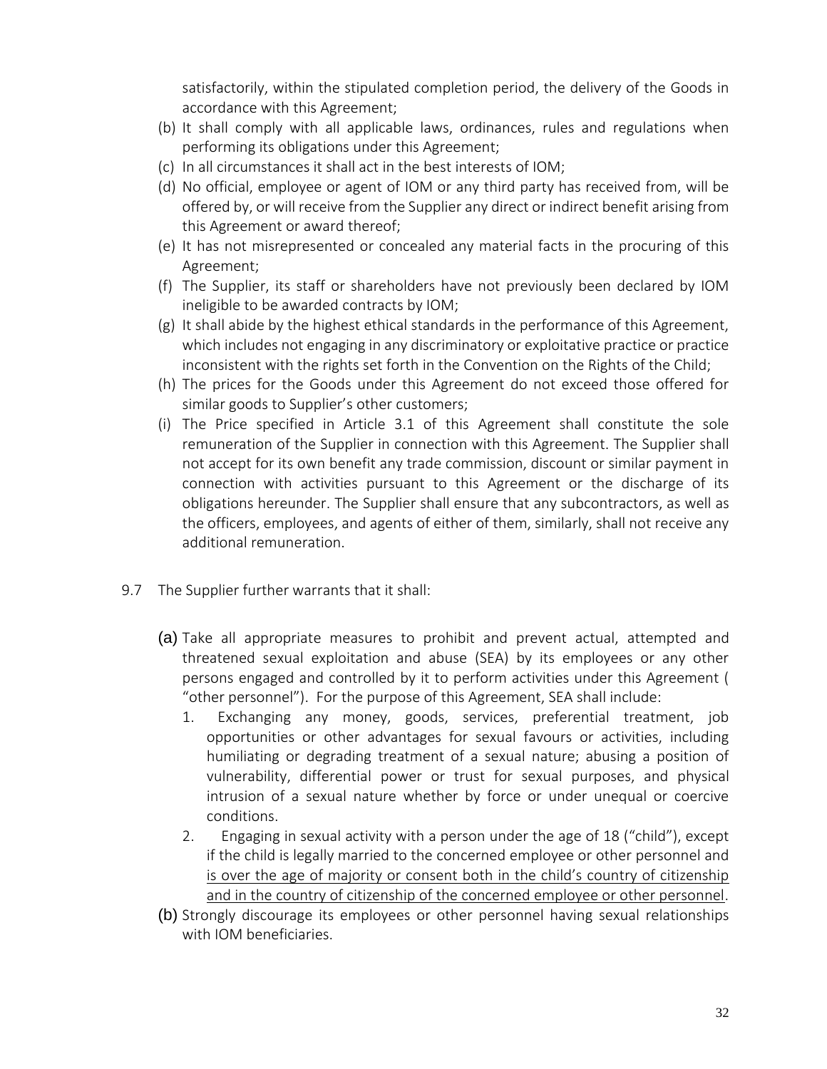satisfactorily, within the stipulated completion period, the delivery of the Goods in accordance with this Agreement;

(b) It shall comply with all applicable laws, ordinances, rules and regulations when performing its obligations under this Agreement;

(c) In all circumstances it shall act in the best interests of IOM;

(d) No official, employee or agent of IOM or any third party has received from, will be offered by, or will receive from the Supplier any direct or indirect benefit arising from this Agreement or award thereof;

(e) It has not misrepresented or concealed any material facts in the procuring of this Agreement;

(f) The Supplier, its staff or shareholders have not previously been declared by IOM ineligible to be awarded contracts by IOM;

(g) It shall abide by the highest ethical standards in the performance of this Agreement, which includes not engaging in any discriminatory or exploitative practice or practice inconsistent with the rights set forth in the Convention on the Rights of the Child;

(h) The prices for the Goods under this Agreement do not exceed those offered for similar goods to Supplier's other customers;

(i) The Price specified in Article 3.1 of this Agreement shall constitute the sole remuneration of the Supplier in connection with this Agreement. The Supplier shall not accept for its own benefit any trade commission, discount or similar payment in connection with activities pursuant to this Agreement or the discharge of its obligations hereunder. The Supplier shall ensure that any subcontractors, as well as the officers, employees, and agents of either of them, similarly, shall not receive any additional remuneration.

9.7 The Supplier further warrants that it shall:

(a) Take all appropriate measures to prohibit and prevent actual, attempted and threatened sexual exploitation and abuse (SEA) by its employees or any other persons engaged and controlled by it to perform activities under this Agreement ( "other personnel"). For the purpose of this Agreement, SEA shall include:

1. Exchanging any money, goods, services, preferential treatment, job opportunities or other advantages for sexual favours or activities, including humiliating or degrading treatment of a sexual nature; abusing a position of vulnerability, differential power or trust for sexual purposes, and physical intrusion of a sexual nature whether by force or under unequal or coercive conditions.

2. Engaging in sexual activity with a person under the age of 18 ("child"), except if the child is legally married to the concerned employee or other personnel and <u>is over the age of majority or consent both in the child's country of citizenship and in the country of citizenship of the concerned employee or other personnel</u>.

(b) Strongly discourage its employees or other personnel having sexual relationships with IOM beneficiaries.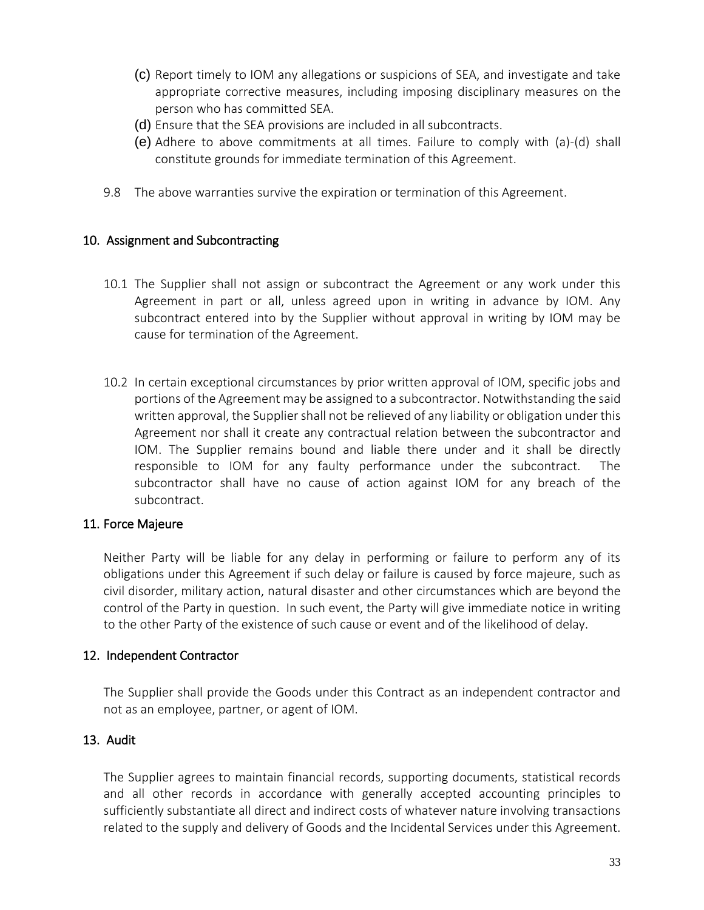(c) Report timely to IOM any allegations or suspicions of SEA, and investigate and take appropriate corrective measures, including imposing disciplinary measures on the person who has committed SEA.

(d) Ensure that the SEA provisions are included in all subcontracts.

(e) Adhere to above commitments at all times. Failure to comply with (a)-(d) shall constitute grounds for immediate termination of this Agreement.

9.8 The above warranties survive the expiration or termination of this Agreement.

## 10. Assignment and Subcontracting

10.1 The Supplier shall not assign or subcontract the Agreement or any work under this Agreement in part or all, unless agreed upon in writing in advance by IOM. Any subcontract entered into by the Supplier without approval in writing by IOM may be cause for termination of the Agreement.

10.2 In certain exceptional circumstances by prior written approval of IOM, specific jobs and portions of the Agreement may be assigned to a subcontractor. Notwithstanding the said written approval, the Supplier shall not be relieved of any liability or obligation under this Agreement nor shall it create any contractual relation between the subcontractor and IOM. The Supplier remains bound and liable there under and it shall be directly responsible to IOM for any faulty performance under the subcontract. The subcontractor shall have no cause of action against IOM for any breach of the subcontract.

## 11. Force Majeure

Neither Party will be liable for any delay in performing or failure to perform any of its obligations under this Agreement if such delay or failure is caused by force majeure, such as civil disorder, military action, natural disaster and other circumstances which are beyond the control of the Party in question. In such event, the Party will give immediate notice in writing to the other Party of the existence of such cause or event and of the likelihood of delay.

## 12. Independent Contractor

The Supplier shall provide the Goods under this Contract as an independent contractor and not as an employee, partner, or agent of IOM.

## 13. Audit

The Supplier agrees to maintain financial records, supporting documents, statistical records and all other records in accordance with generally accepted accounting principles to sufficiently substantiate all direct and indirect costs of whatever nature involving transactions related to the supply and delivery of Goods and the Incidental Services under this Agreement.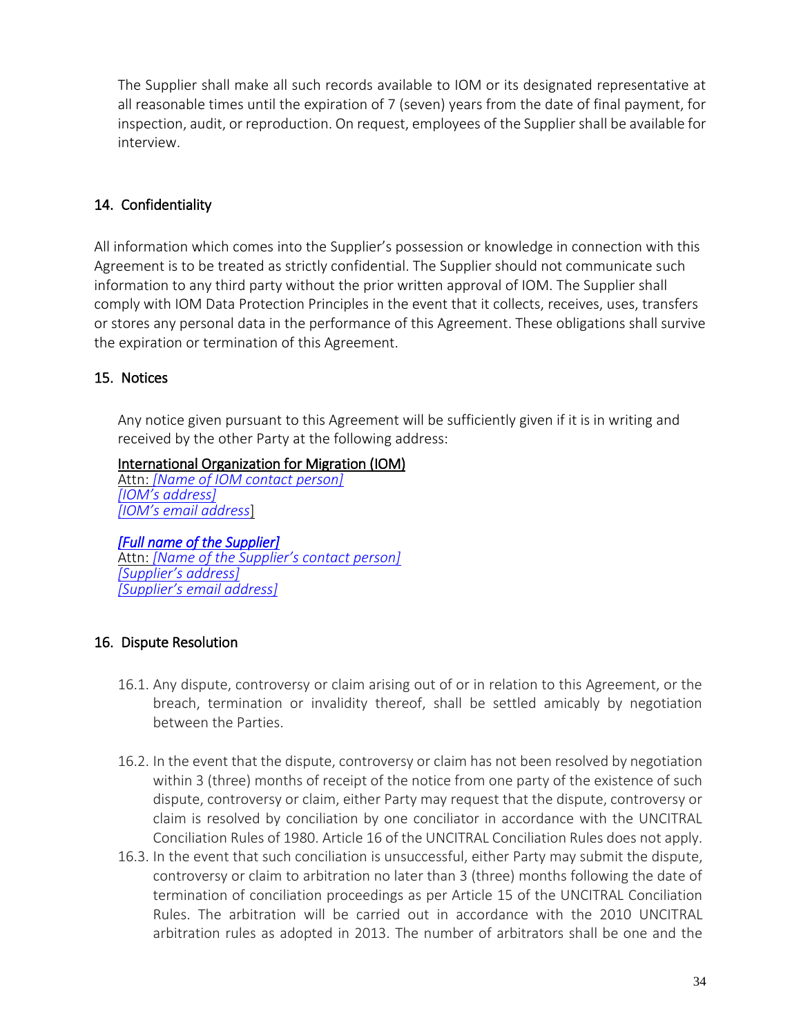The Supplier shall make all such records available to IOM or its designated representative at all reasonable times until the expiration of 7 (seven) years from the date of final payment, for inspection, audit, or reproduction. On request, employees of the Supplier shall be available for interview.

## 14. Confidentiality

All information which comes into the Supplier's possession or knowledge in connection with this Agreement is to be treated as strictly confidential. The Supplier should not communicate such information to any third party without the prior written approval of IOM. The Supplier shall comply with IOM Data Protection Principles in the event that it collects, receives, uses, transfers or stores any personal data in the performance of this Agreement. These obligations shall survive the expiration or termination of this Agreement.

## 15. Notices

Any notice given pursuant to this Agreement will be sufficiently given if it is in writing and received by the other Party at the following address:

International Organization for Migration (IOM)
Attn: *[Name of IOM contact person]*
*[IOM's address]*
*[IOM's email address]*

***[Full name of the Supplier]***
Attn: *[Name of the Supplier's contact person]*
*[Supplier's address]*
*[Supplier's email address]*

## 16. Dispute Resolution

16.1. Any dispute, controversy or claim arising out of or in relation to this Agreement, or the breach, termination or invalidity thereof, shall be settled amicably by negotiation between the Parties.

16.2. In the event that the dispute, controversy or claim has not been resolved by negotiation within 3 (three) months of receipt of the notice from one party of the existence of such dispute, controversy or claim, either Party may request that the dispute, controversy or claim is resolved by conciliation by one conciliator in accordance with the UNCITRAL Conciliation Rules of 1980. Article 16 of the UNCITRAL Conciliation Rules does not apply.

16.3. In the event that such conciliation is unsuccessful, either Party may submit the dispute, controversy or claim to arbitration no later than 3 (three) months following the date of termination of conciliation proceedings as per Article 15 of the UNCITRAL Conciliation Rules. The arbitration will be carried out in accordance with the 2010 UNCITRAL arbitration rules as adopted in 2013. The number of arbitrators shall be one and the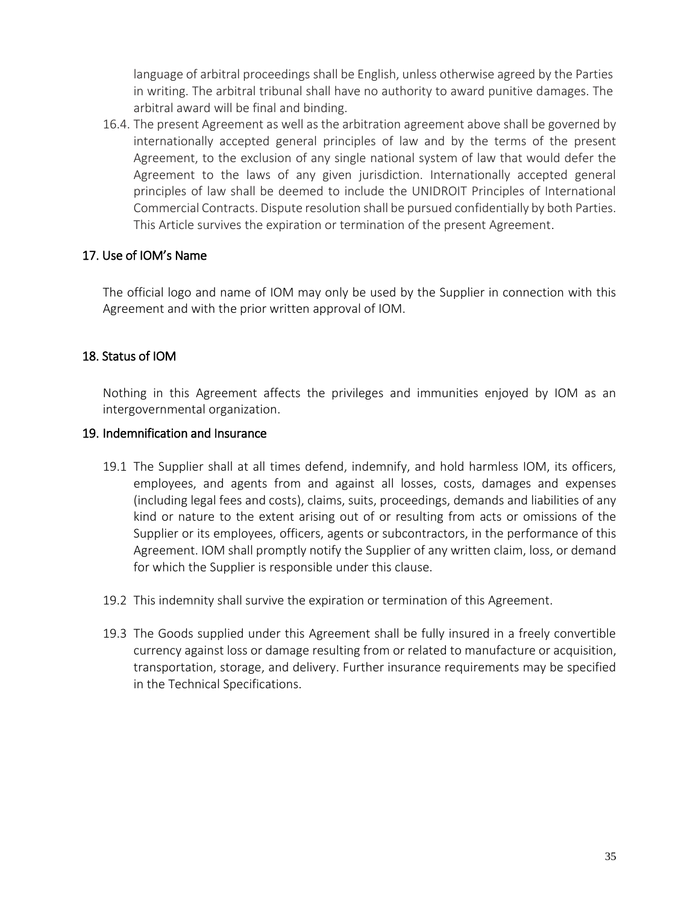language of arbitral proceedings shall be English, unless otherwise agreed by the Parties in writing. The arbitral tribunal shall have no authority to award punitive damages. The arbitral award will be final and binding.

16.4. The present Agreement as well as the arbitration agreement above shall be governed by internationally accepted general principles of law and by the terms of the present Agreement, to the exclusion of any single national system of law that would defer the Agreement to the laws of any given jurisdiction. Internationally accepted general principles of law shall be deemed to include the UNIDROIT Principles of International Commercial Contracts. Dispute resolution shall be pursued confidentially by both Parties. This Article survives the expiration or termination of the present Agreement.

## 17. Use of IOM's Name

The official logo and name of IOM may only be used by the Supplier in connection with this Agreement and with the prior written approval of IOM.

## 18. Status of IOM

Nothing in this Agreement affects the privileges and immunities enjoyed by IOM as an intergovernmental organization.

## 19. Indemnification and Insurance

19.1 The Supplier shall at all times defend, indemnify, and hold harmless IOM, its officers, employees, and agents from and against all losses, costs, damages and expenses (including legal fees and costs), claims, suits, proceedings, demands and liabilities of any kind or nature to the extent arising out of or resulting from acts or omissions of the Supplier or its employees, officers, agents or subcontractors, in the performance of this Agreement. IOM shall promptly notify the Supplier of any written claim, loss, or demand for which the Supplier is responsible under this clause.

19.2 This indemnity shall survive the expiration or termination of this Agreement.

19.3 The Goods supplied under this Agreement shall be fully insured in a freely convertible currency against loss or damage resulting from or related to manufacture or acquisition, transportation, storage, and delivery. Further insurance requirements may be specified in the Technical Specifications.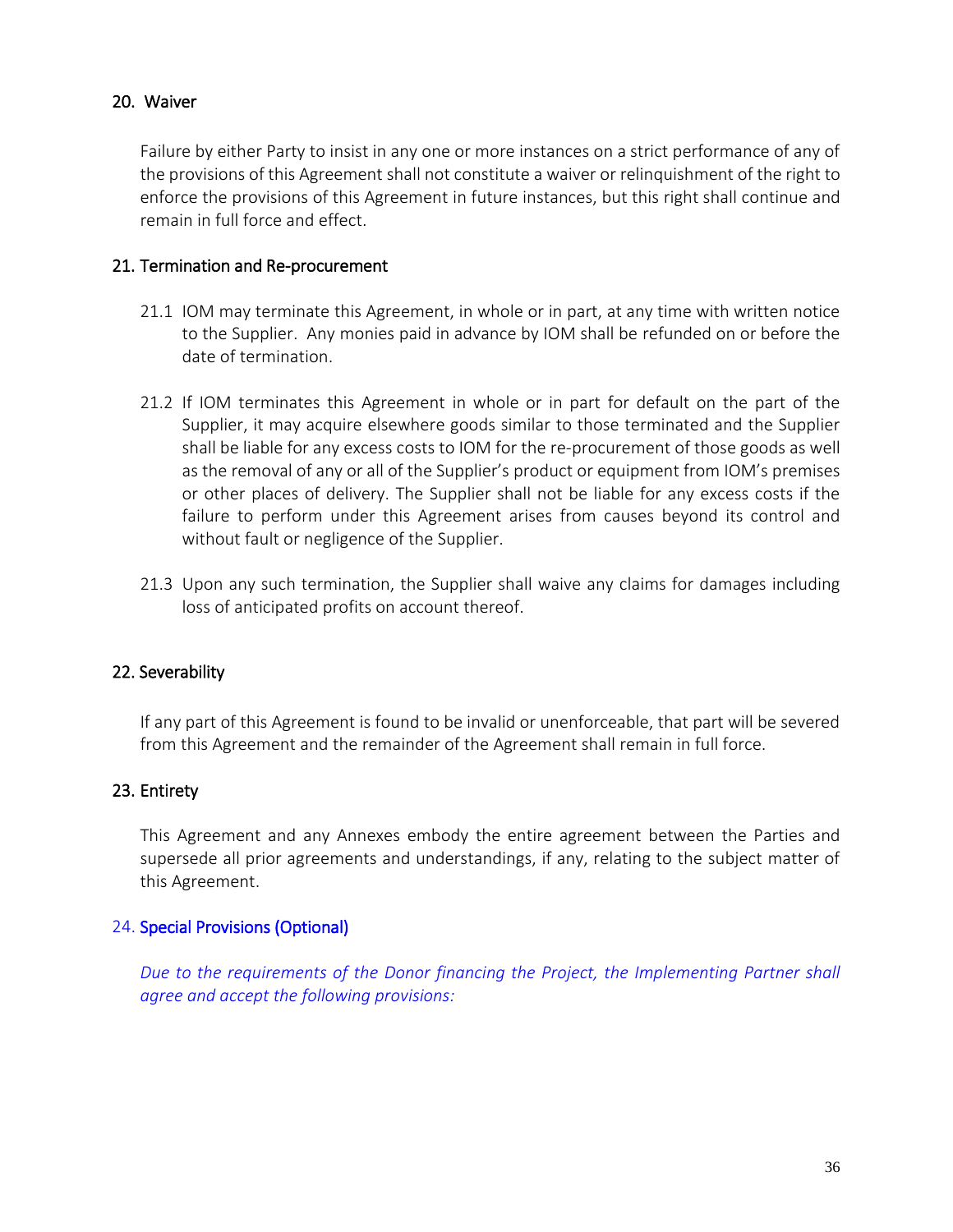## 20. Waiver

Failure by either Party to insist in any one or more instances on a strict performance of any of the provisions of this Agreement shall not constitute a waiver or relinquishment of the right to enforce the provisions of this Agreement in future instances, but this right shall continue and remain in full force and effect.

## 21. Termination and Re-procurement

21.1 IOM may terminate this Agreement, in whole or in part, at any time with written notice to the Supplier. Any monies paid in advance by IOM shall be refunded on or before the date of termination.

21.2 If IOM terminates this Agreement in whole or in part for default on the part of the Supplier, it may acquire elsewhere goods similar to those terminated and the Supplier shall be liable for any excess costs to IOM for the re-procurement of those goods as well as the removal of any or all of the Supplier's product or equipment from IOM's premises or other places of delivery. The Supplier shall not be liable for any excess costs if the failure to perform under this Agreement arises from causes beyond its control and without fault or negligence of the Supplier.

21.3 Upon any such termination, the Supplier shall waive any claims for damages including loss of anticipated profits on account thereof.

## 22. Severability

If any part of this Agreement is found to be invalid or unenforceable, that part will be severed from this Agreement and the remainder of the Agreement shall remain in full force.

## 23. Entirety

This Agreement and any Annexes embody the entire agreement between the Parties and supersede all prior agreements and understandings, if any, relating to the subject matter of this Agreement.

## 24. Special Provisions (Optional)

*Due to the requirements of the Donor financing the Project, the Implementing Partner shall agree and accept the following provisions:*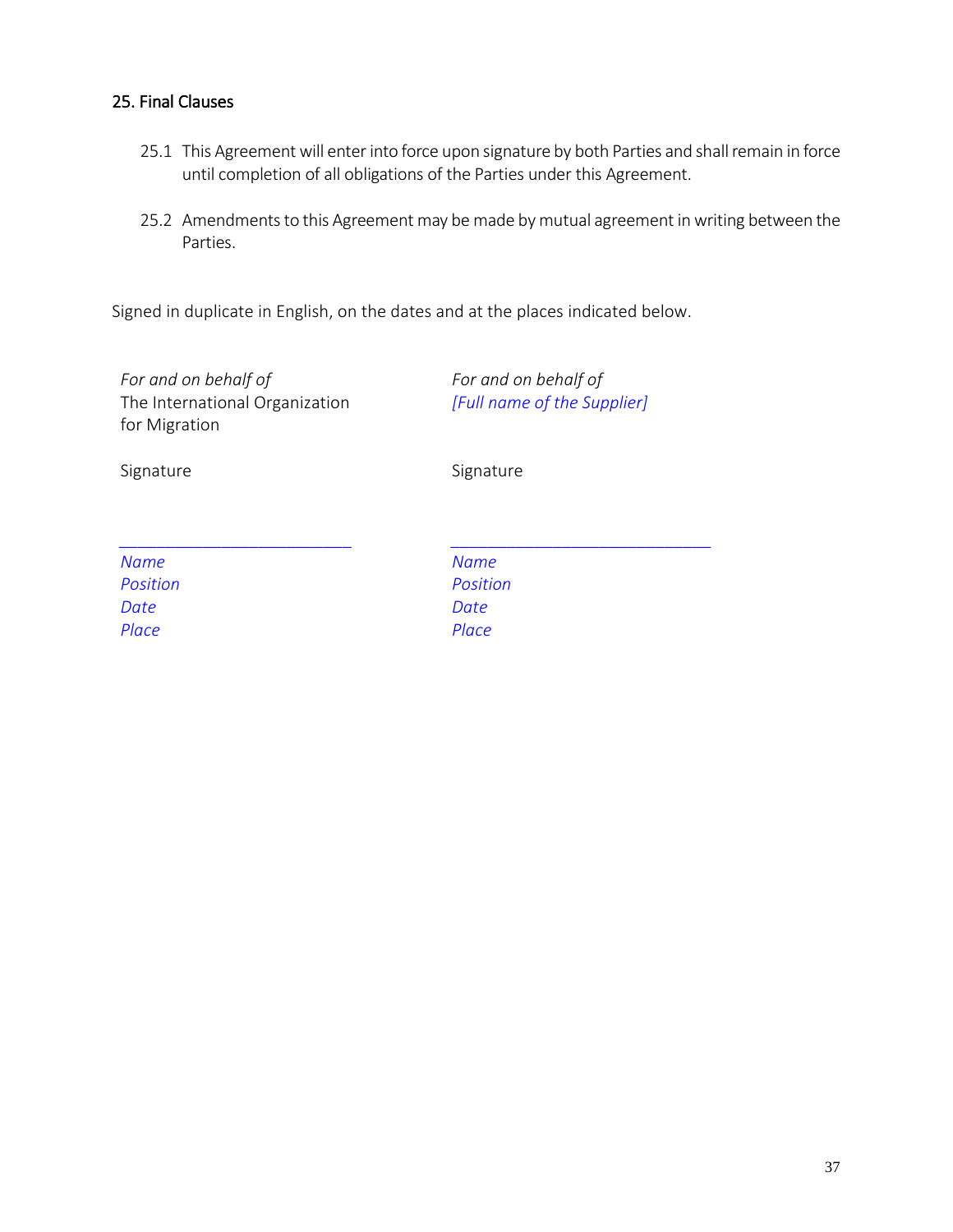## 25. Final Clauses

25.1 This Agreement will enter into force upon signature by both Parties and shall remain in force until completion of all obligations of the Parties under this Agreement.

25.2 Amendments to this Agreement may be made by mutual agreement in writing between the Parties.

Signed in duplicate in English, on the dates and at the places indicated below.

| | |
|---|---|
| *For and on behalf of* | *For and on behalf of* |
| The International Organization for Migration | *[Full name of the Supplier]* |
| Signature | Signature |
| ______________________ | ______________________ |
| *Name* | *Name* |
| *Position* | *Position* |
| *Date* | *Date* |
| *Place* | *Place* |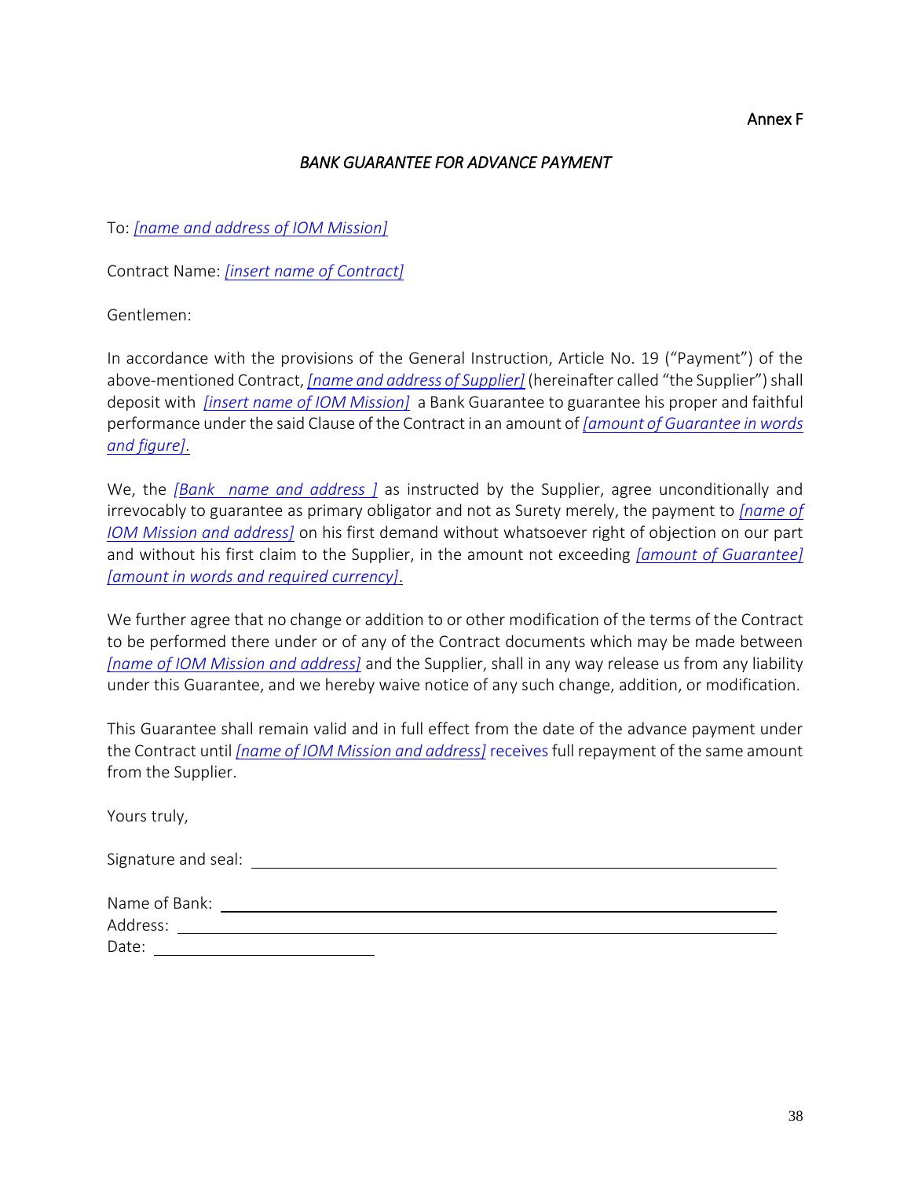Annex F

*BANK GUARANTEE FOR ADVANCE PAYMENT*

To: *[name and address of IOM Mission]*

Contract Name: *[insert name of Contract]*

Gentlemen:

In accordance with the provisions of the General Instruction, Article No. 19 ("Payment") of the above-mentioned Contract, *[name and address of Supplier]* (hereinafter called "the Supplier") shall deposit with *[insert name of IOM Mission]* a Bank Guarantee to guarantee his proper and faithful performance under the said Clause of the Contract in an amount of *[amount of Guarantee in words and figure]*.

We, the *[Bank name and address ]* as instructed by the Supplier, agree unconditionally and irrevocably to guarantee as primary obligator and not as Surety merely, the payment to *[name of IOM Mission and address]* on his first demand without whatsoever right of objection on our part and without his first claim to the Supplier, in the amount not exceeding *[amount of Guarantee]* *[amount in words and required currency]*.

We further agree that no change or addition to or other modification of the terms of the Contract to be performed there under or of any of the Contract documents which may be made between *[name of IOM Mission and address]* and the Supplier, shall in any way release us from any liability under this Guarantee, and we hereby waive notice of any such change, addition, or modification.

This Guarantee shall remain valid and in full effect from the date of the advance payment under the Contract until *[name of IOM Mission and address]* receives full repayment of the same amount from the Supplier.

Yours truly,

Signature and seal: ______________________________

Name of Bank: ______________________________
Address: ______________________________
Date: ______________